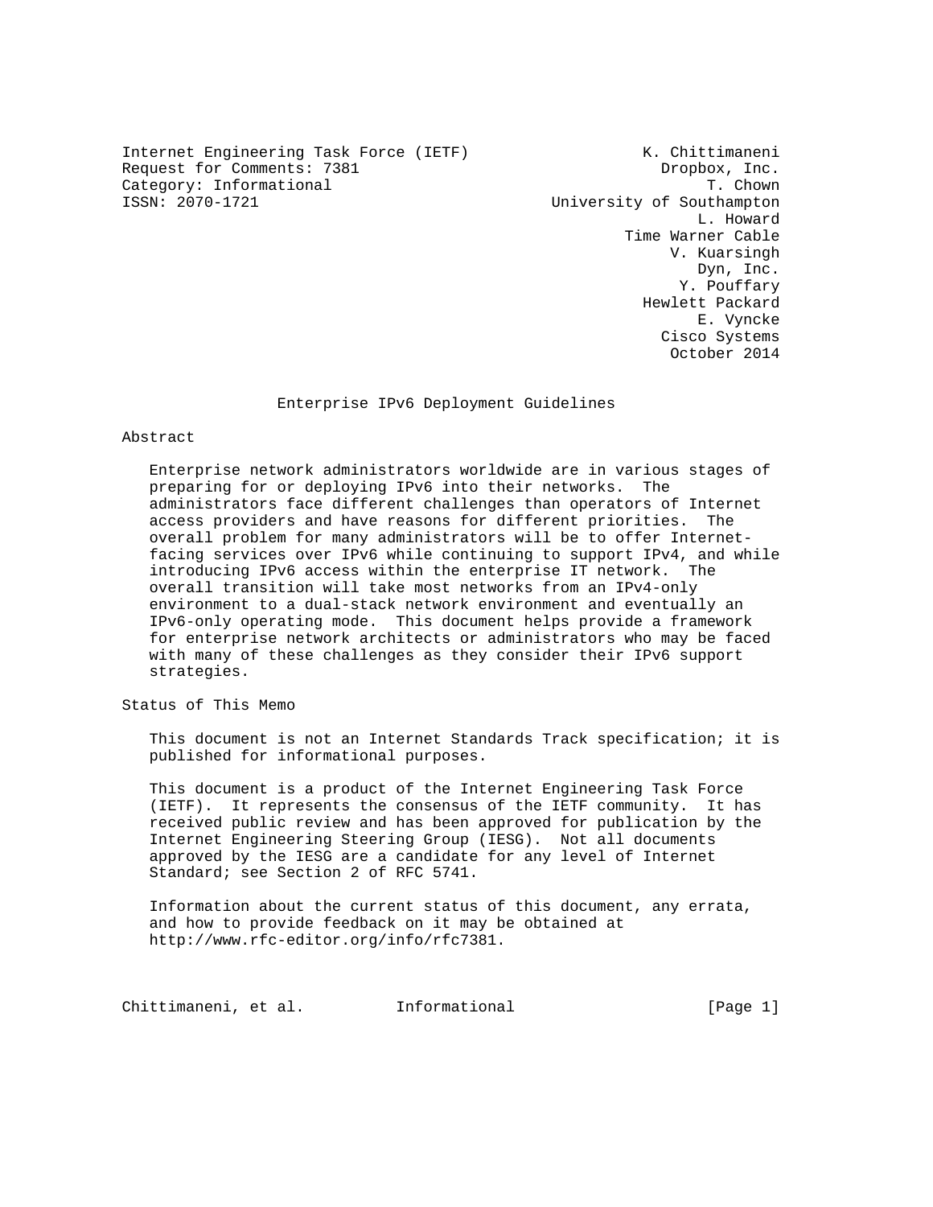Internet Engineering Task Force (IETF) K. Chittimaneni
Request for Comments: 7381 Dropbox, Inc.
Category: Informational T. Chown
ISSN: 2070-1721 University of Southampton
L. Howard
Time Warner Cable
V. Kuarsingh
Dyn, Inc.
Y. Pouffary
Hewlett Packard
E. Vyncke
Cisco Systems
October 2014

# Enterprise IPv6 Deployment Guidelines

## Abstract

Enterprise network administrators worldwide are in various stages of preparing for or deploying IPv6 into their networks. The administrators face different challenges than operators of Internet access providers and have reasons for different priorities. The overall problem for many administrators will be to offer Internet-facing services over IPv6 while continuing to support IPv4, and while introducing IPv6 access within the enterprise IT network. The overall transition will take most networks from an IPv4-only environment to a dual-stack network environment and eventually an IPv6-only operating mode. This document helps provide a framework for enterprise network architects or administrators who may be faced with many of these challenges as they consider their IPv6 support strategies.

## Status of This Memo

This document is not an Internet Standards Track specification; it is published for informational purposes.

This document is a product of the Internet Engineering Task Force (IETF). It represents the consensus of the IETF community. It has received public review and has been approved for publication by the Internet Engineering Steering Group (IESG). Not all documents approved by the IESG are a candidate for any level of Internet Standard; see Section 2 of RFC 5741.

Information about the current status of this document, any errata, and how to provide feedback on it may be obtained at http://www.rfc-editor.org/info/rfc7381.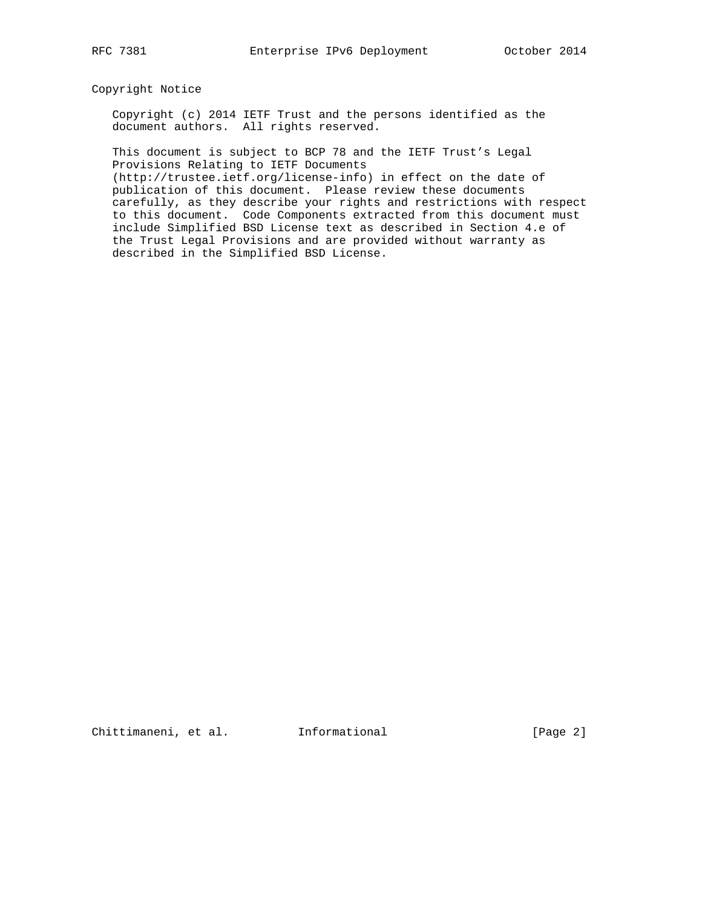## Copyright Notice

Copyright (c) 2014 IETF Trust and the persons identified as the document authors. All rights reserved.

This document is subject to BCP 78 and the IETF Trust's Legal Provisions Relating to IETF Documents (http://trustee.ietf.org/license-info) in effect on the date of publication of this document. Please review these documents carefully, as they describe your rights and restrictions with respect to this document. Code Components extracted from this document must include Simplified BSD License text as described in Section 4.e of the Trust Legal Provisions and are provided without warranty as described in the Simplified BSD License.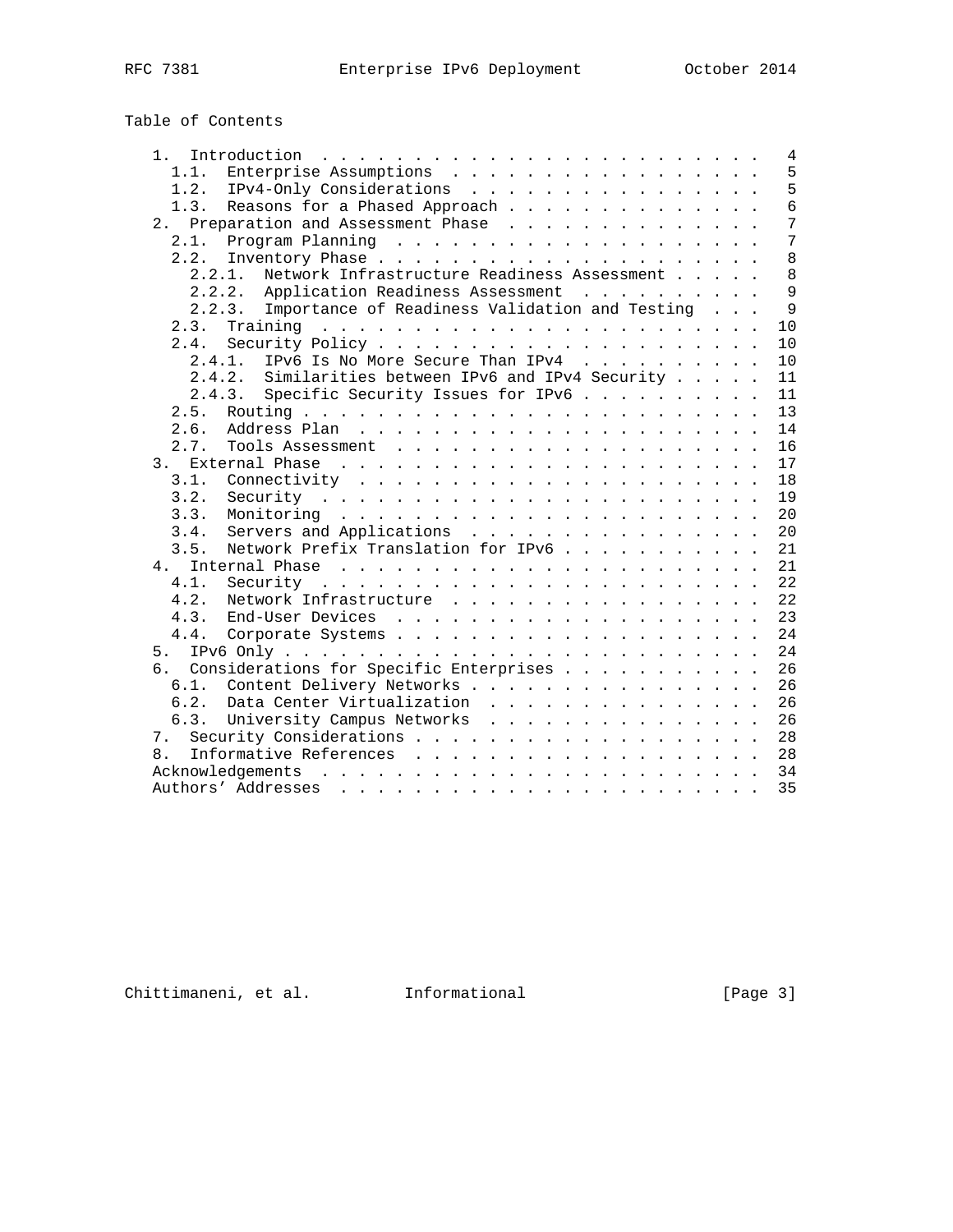## Table of Contents

```
   1.  Introduction . . . . . . . . . . . . . . . . . . . . . . . .   4
     1.1.  Enterprise Assumptions . . . . . . . . . . . . . . . . .   5
     1.2.  IPv4-Only Considerations . . . . . . . . . . . . . . . .   5
     1.3.  Reasons for a Phased Approach  . . . . . . . . . . . . .   6
   2.  Preparation and Assessment Phase . . . . . . . . . . . . . .   7
     2.1.  Program Planning . . . . . . . . . . . . . . . . . . . .   7
     2.2.  Inventory Phase  . . . . . . . . . . . . . . . . . . . .   8
       2.2.1.  Network Infrastructure Readiness Assessment  . . . .   8
       2.2.2.  Application Readiness Assessment . . . . . . . . . .   9
       2.2.3.  Importance of Readiness Validation and Testing . . .   9
     2.3.  Training . . . . . . . . . . . . . . . . . . . . . . . .  10
     2.4.  Security Policy  . . . . . . . . . . . . . . . . . . . .  10
       2.4.1.  IPv6 Is No More Secure Than IPv4 . . . . . . . . . .  10
       2.4.2.  Similarities between IPv6 and IPv4 Security  . . . .  11
       2.4.3.  Specific Security Issues for IPv6  . . . . . . . . .  11
     2.5.  Routing  . . . . . . . . . . . . . . . . . . . . . . . .  13
     2.6.  Address Plan . . . . . . . . . . . . . . . . . . . . . .  14
     2.7.  Tools Assessment . . . . . . . . . . . . . . . . . . . .  16
   3.  External Phase . . . . . . . . . . . . . . . . . . . . . . .  17
     3.1.  Connectivity . . . . . . . . . . . . . . . . . . . . . .  18
     3.2.  Security . . . . . . . . . . . . . . . . . . . . . . . .  19
     3.3.  Monitoring . . . . . . . . . . . . . . . . . . . . . . .  20
     3.4.  Servers and Applications . . . . . . . . . . . . . . . .  20
     3.5.  Network Prefix Translation for IPv6  . . . . . . . . . .  21
   4.  Internal Phase . . . . . . . . . . . . . . . . . . . . . . .  21
     4.1.  Security . . . . . . . . . . . . . . . . . . . . . . . .  22
     4.2.  Network Infrastructure . . . . . . . . . . . . . . . . .  22
     4.3.  End-User Devices . . . . . . . . . . . . . . . . . . . .  23
     4.4.  Corporate Systems  . . . . . . . . . . . . . . . . . . .  24
   5.  IPv6 Only  . . . . . . . . . . . . . . . . . . . . . . . . .  24
   6.  Considerations for Specific Enterprises  . . . . . . . . . .  26
     6.1.  Content Delivery Networks  . . . . . . . . . . . . . . .  26
     6.2.  Data Center Virtualization . . . . . . . . . . . . . . .  26
     6.3.  University Campus Networks . . . . . . . . . . . . . . .  26
   7.  Security Considerations  . . . . . . . . . . . . . . . . . .  28
   8.  Informative References . . . . . . . . . . . . . . . . . . .  28
   Acknowledgements . . . . . . . . . . . . . . . . . . . . . . . .  34
   Authors' Addresses . . . . . . . . . . . . . . . . . . . . . . .  35
```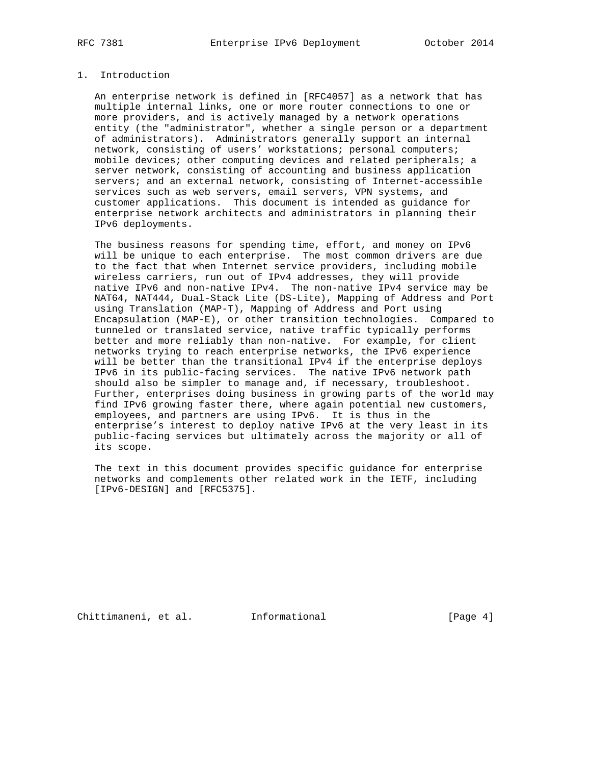# 1. Introduction

An enterprise network is defined in [RFC4057] as a network that has multiple internal links, one or more router connections to one or more providers, and is actively managed by a network operations entity (the "administrator", whether a single person or a department of administrators). Administrators generally support an internal network, consisting of users' workstations; personal computers; mobile devices; other computing devices and related peripherals; a server network, consisting of accounting and business application servers; and an external network, consisting of Internet-accessible services such as web servers, email servers, VPN systems, and customer applications. This document is intended as guidance for enterprise network architects and administrators in planning their IPv6 deployments.

The business reasons for spending time, effort, and money on IPv6 will be unique to each enterprise. The most common drivers are due to the fact that when Internet service providers, including mobile wireless carriers, run out of IPv4 addresses, they will provide native IPv6 and non-native IPv4. The non-native IPv4 service may be NAT64, NAT444, Dual-Stack Lite (DS-Lite), Mapping of Address and Port using Translation (MAP-T), Mapping of Address and Port using Encapsulation (MAP-E), or other transition technologies. Compared to tunneled or translated service, native traffic typically performs better and more reliably than non-native. For example, for client networks trying to reach enterprise networks, the IPv6 experience will be better than the transitional IPv4 if the enterprise deploys IPv6 in its public-facing services. The native IPv6 network path should also be simpler to manage and, if necessary, troubleshoot. Further, enterprises doing business in growing parts of the world may find IPv6 growing faster there, where again potential new customers, employees, and partners are using IPv6. It is thus in the enterprise's interest to deploy native IPv6 at the very least in its public-facing services but ultimately across the majority or all of its scope.

The text in this document provides specific guidance for enterprise networks and complements other related work in the IETF, including [IPv6-DESIGN] and [RFC5375].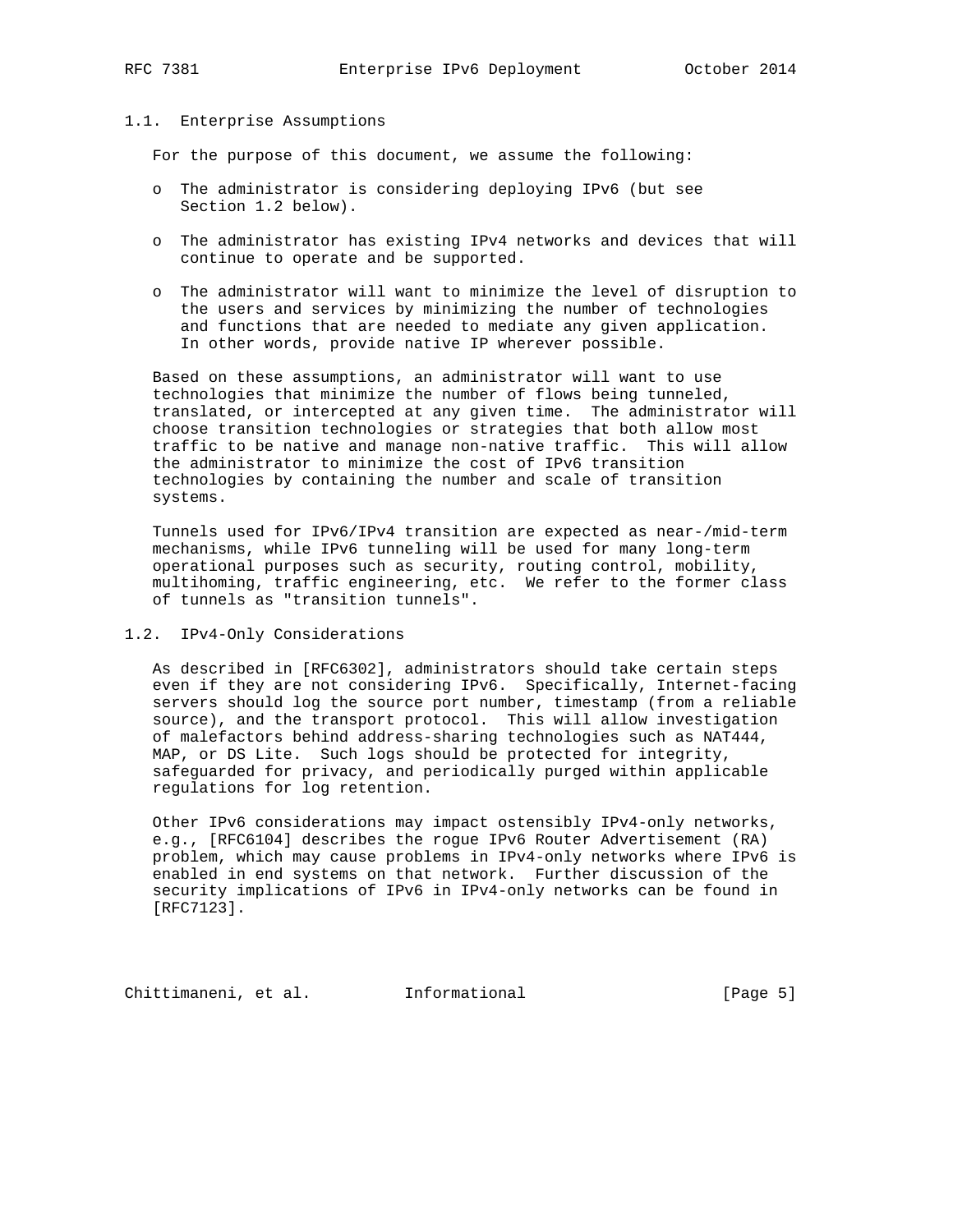### 1.1. Enterprise Assumptions

For the purpose of this document, we assume the following:

- The administrator is considering deploying IPv6 (but see Section 1.2 below).

- The administrator has existing IPv4 networks and devices that will continue to operate and be supported.

- The administrator will want to minimize the level of disruption to the users and services by minimizing the number of technologies and functions that are needed to mediate any given application. In other words, provide native IP wherever possible.

Based on these assumptions, an administrator will want to use technologies that minimize the number of flows being tunneled, translated, or intercepted at any given time. The administrator will choose transition technologies or strategies that both allow most traffic to be native and manage non-native traffic. This will allow the administrator to minimize the cost of IPv6 transition technologies by containing the number and scale of transition systems.

Tunnels used for IPv6/IPv4 transition are expected as near-/mid-term mechanisms, while IPv6 tunneling will be used for many long-term operational purposes such as security, routing control, mobility, multihoming, traffic engineering, etc. We refer to the former class of tunnels as "transition tunnels".

### 1.2. IPv4-Only Considerations

As described in [RFC6302], administrators should take certain steps even if they are not considering IPv6. Specifically, Internet-facing servers should log the source port number, timestamp (from a reliable source), and the transport protocol. This will allow investigation of malefactors behind address-sharing technologies such as NAT444, MAP, or DS Lite. Such logs should be protected for integrity, safeguarded for privacy, and periodically purged within applicable regulations for log retention.

Other IPv6 considerations may impact ostensibly IPv4-only networks, e.g., [RFC6104] describes the rogue IPv6 Router Advertisement (RA) problem, which may cause problems in IPv4-only networks where IPv6 is enabled in end systems on that network. Further discussion of the security implications of IPv6 in IPv4-only networks can be found in [RFC7123].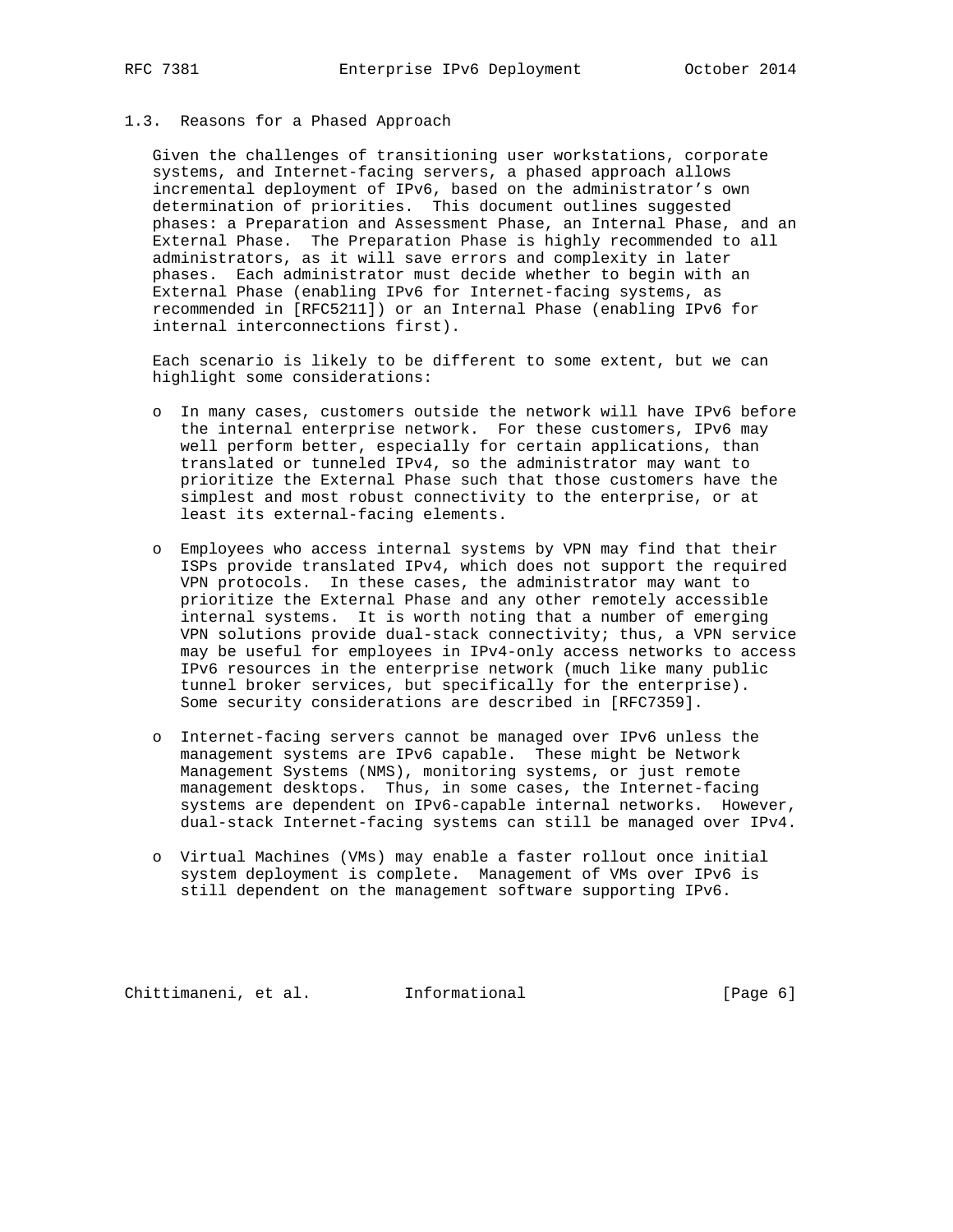### 1.3. Reasons for a Phased Approach

Given the challenges of transitioning user workstations, corporate systems, and Internet-facing servers, a phased approach allows incremental deployment of IPv6, based on the administrator's own determination of priorities. This document outlines suggested phases: a Preparation and Assessment Phase, an Internal Phase, and an External Phase. The Preparation Phase is highly recommended to all administrators, as it will save errors and complexity in later phases. Each administrator must decide whether to begin with an External Phase (enabling IPv6 for Internet-facing systems, as recommended in [RFC5211]) or an Internal Phase (enabling IPv6 for internal interconnections first).

Each scenario is likely to be different to some extent, but we can highlight some considerations:

- In many cases, customers outside the network will have IPv6 before the internal enterprise network. For these customers, IPv6 may well perform better, especially for certain applications, than translated or tunneled IPv4, so the administrator may want to prioritize the External Phase such that those customers have the simplest and most robust connectivity to the enterprise, or at least its external-facing elements.

- Employees who access internal systems by VPN may find that their ISPs provide translated IPv4, which does not support the required VPN protocols. In these cases, the administrator may want to prioritize the External Phase and any other remotely accessible internal systems. It is worth noting that a number of emerging VPN solutions provide dual-stack connectivity; thus, a VPN service may be useful for employees in IPv4-only access networks to access IPv6 resources in the enterprise network (much like many public tunnel broker services, but specifically for the enterprise). Some security considerations are described in [RFC7359].

- Internet-facing servers cannot be managed over IPv6 unless the management systems are IPv6 capable. These might be Network Management Systems (NMS), monitoring systems, or just remote management desktops. Thus, in some cases, the Internet-facing systems are dependent on IPv6-capable internal networks. However, dual-stack Internet-facing systems can still be managed over IPv4.

- Virtual Machines (VMs) may enable a faster rollout once initial system deployment is complete. Management of VMs over IPv6 is still dependent on the management software supporting IPv6.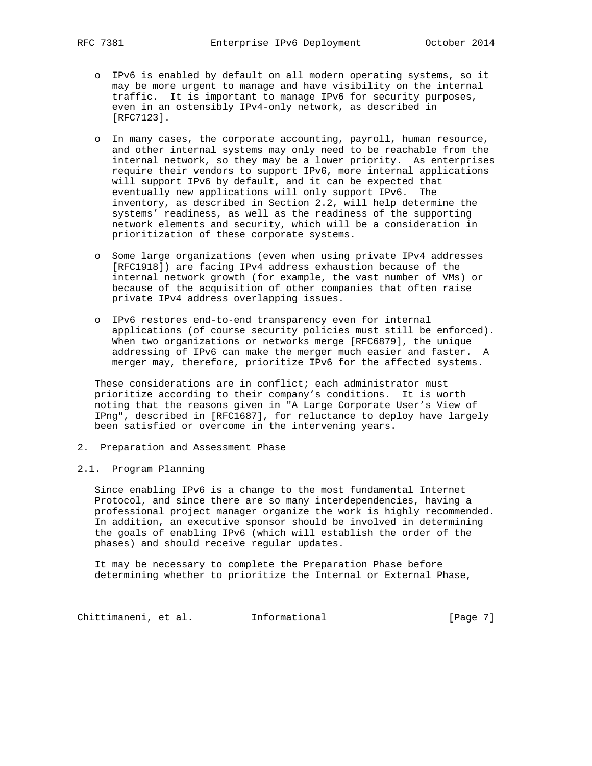- IPv6 is enabled by default on all modern operating systems, so it may be more urgent to manage and have visibility on the internal traffic. It is important to manage IPv6 for security purposes, even in an ostensibly IPv4-only network, as described in [RFC7123].

- In many cases, the corporate accounting, payroll, human resource, and other internal systems may only need to be reachable from the internal network, so they may be a lower priority. As enterprises require their vendors to support IPv6, more internal applications will support IPv6 by default, and it can be expected that eventually new applications will only support IPv6. The inventory, as described in Section 2.2, will help determine the systems' readiness, as well as the readiness of the supporting network elements and security, which will be a consideration in prioritization of these corporate systems.

- Some large organizations (even when using private IPv4 addresses [RFC1918]) are facing IPv4 address exhaustion because of the internal network growth (for example, the vast number of VMs) or because of the acquisition of other companies that often raise private IPv4 address overlapping issues.

- IPv6 restores end-to-end transparency even for internal applications (of course security policies must still be enforced). When two organizations or networks merge [RFC6879], the unique addressing of IPv6 can make the merger much easier and faster. A merger may, therefore, prioritize IPv6 for the affected systems.

These considerations are in conflict; each administrator must prioritize according to their company's conditions. It is worth noting that the reasons given in "A Large Corporate User's View of IPng", described in [RFC1687], for reluctance to deploy have largely been satisfied or overcome in the intervening years.

## 2. Preparation and Assessment Phase

### 2.1. Program Planning

Since enabling IPv6 is a change to the most fundamental Internet Protocol, and since there are so many interdependencies, having a professional project manager organize the work is highly recommended. In addition, an executive sponsor should be involved in determining the goals of enabling IPv6 (which will establish the order of the phases) and should receive regular updates.

It may be necessary to complete the Preparation Phase before determining whether to prioritize the Internal or External Phase,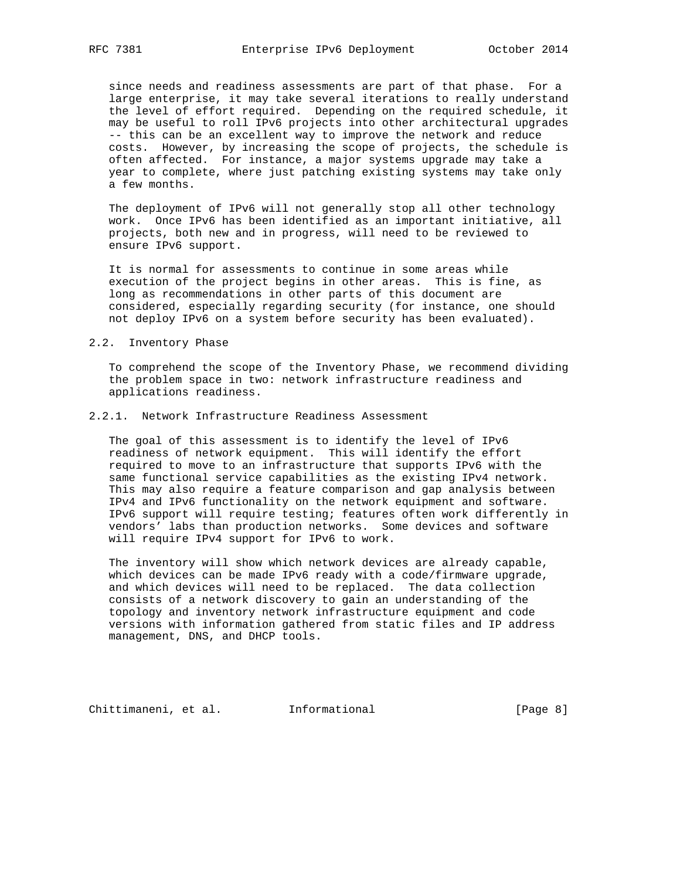since needs and readiness assessments are part of that phase. For a large enterprise, it may take several iterations to really understand the level of effort required. Depending on the required schedule, it may be useful to roll IPv6 projects into other architectural upgrades -- this can be an excellent way to improve the network and reduce costs. However, by increasing the scope of projects, the schedule is often affected. For instance, a major systems upgrade may take a year to complete, where just patching existing systems may take only a few months.

The deployment of IPv6 will not generally stop all other technology work. Once IPv6 has been identified as an important initiative, all projects, both new and in progress, will need to be reviewed to ensure IPv6 support.

It is normal for assessments to continue in some areas while execution of the project begins in other areas. This is fine, as long as recommendations in other parts of this document are considered, especially regarding security (for instance, one should not deploy IPv6 on a system before security has been evaluated).

### 2.2. Inventory Phase

To comprehend the scope of the Inventory Phase, we recommend dividing the problem space in two: network infrastructure readiness and applications readiness.

#### 2.2.1. Network Infrastructure Readiness Assessment

The goal of this assessment is to identify the level of IPv6 readiness of network equipment. This will identify the effort required to move to an infrastructure that supports IPv6 with the same functional service capabilities as the existing IPv4 network. This may also require a feature comparison and gap analysis between IPv4 and IPv6 functionality on the network equipment and software. IPv6 support will require testing; features often work differently in vendors' labs than production networks. Some devices and software will require IPv4 support for IPv6 to work.

The inventory will show which network devices are already capable, which devices can be made IPv6 ready with a code/firmware upgrade, and which devices will need to be replaced. The data collection consists of a network discovery to gain an understanding of the topology and inventory network infrastructure equipment and code versions with information gathered from static files and IP address management, DNS, and DHCP tools.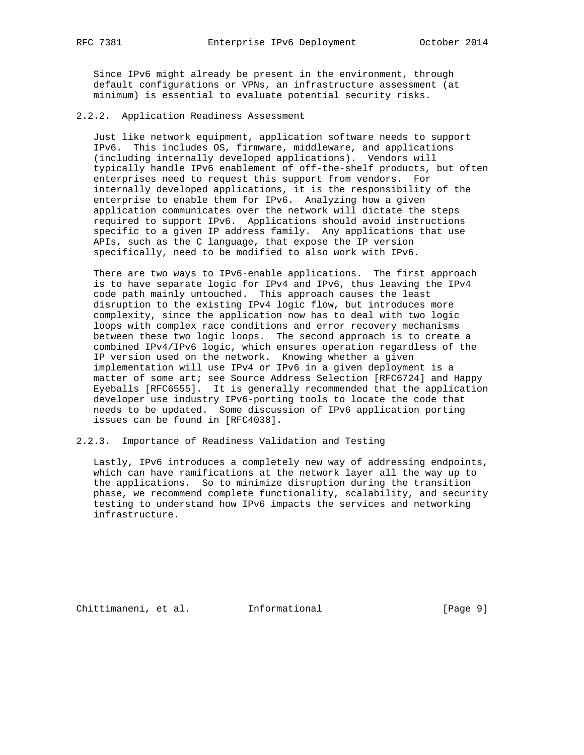Since IPv6 might already be present in the environment, through default configurations or VPNs, an infrastructure assessment (at minimum) is essential to evaluate potential security risks.

### 2.2.2. Application Readiness Assessment

Just like network equipment, application software needs to support IPv6. This includes OS, firmware, middleware, and applications (including internally developed applications). Vendors will typically handle IPv6 enablement of off-the-shelf products, but often enterprises need to request this support from vendors. For internally developed applications, it is the responsibility of the enterprise to enable them for IPv6. Analyzing how a given application communicates over the network will dictate the steps required to support IPv6. Applications should avoid instructions specific to a given IP address family. Any applications that use APIs, such as the C language, that expose the IP version specifically, need to be modified to also work with IPv6.

There are two ways to IPv6-enable applications. The first approach is to have separate logic for IPv4 and IPv6, thus leaving the IPv4 code path mainly untouched. This approach causes the least disruption to the existing IPv4 logic flow, but introduces more complexity, since the application now has to deal with two logic loops with complex race conditions and error recovery mechanisms between these two logic loops. The second approach is to create a combined IPv4/IPv6 logic, which ensures operation regardless of the IP version used on the network. Knowing whether a given implementation will use IPv4 or IPv6 in a given deployment is a matter of some art; see Source Address Selection [RFC6724] and Happy Eyeballs [RFC6555]. It is generally recommended that the application developer use industry IPv6-porting tools to locate the code that needs to be updated. Some discussion of IPv6 application porting issues can be found in [RFC4038].

### 2.2.3. Importance of Readiness Validation and Testing

Lastly, IPv6 introduces a completely new way of addressing endpoints, which can have ramifications at the network layer all the way up to the applications. So to minimize disruption during the transition phase, we recommend complete functionality, scalability, and security testing to understand how IPv6 impacts the services and networking infrastructure.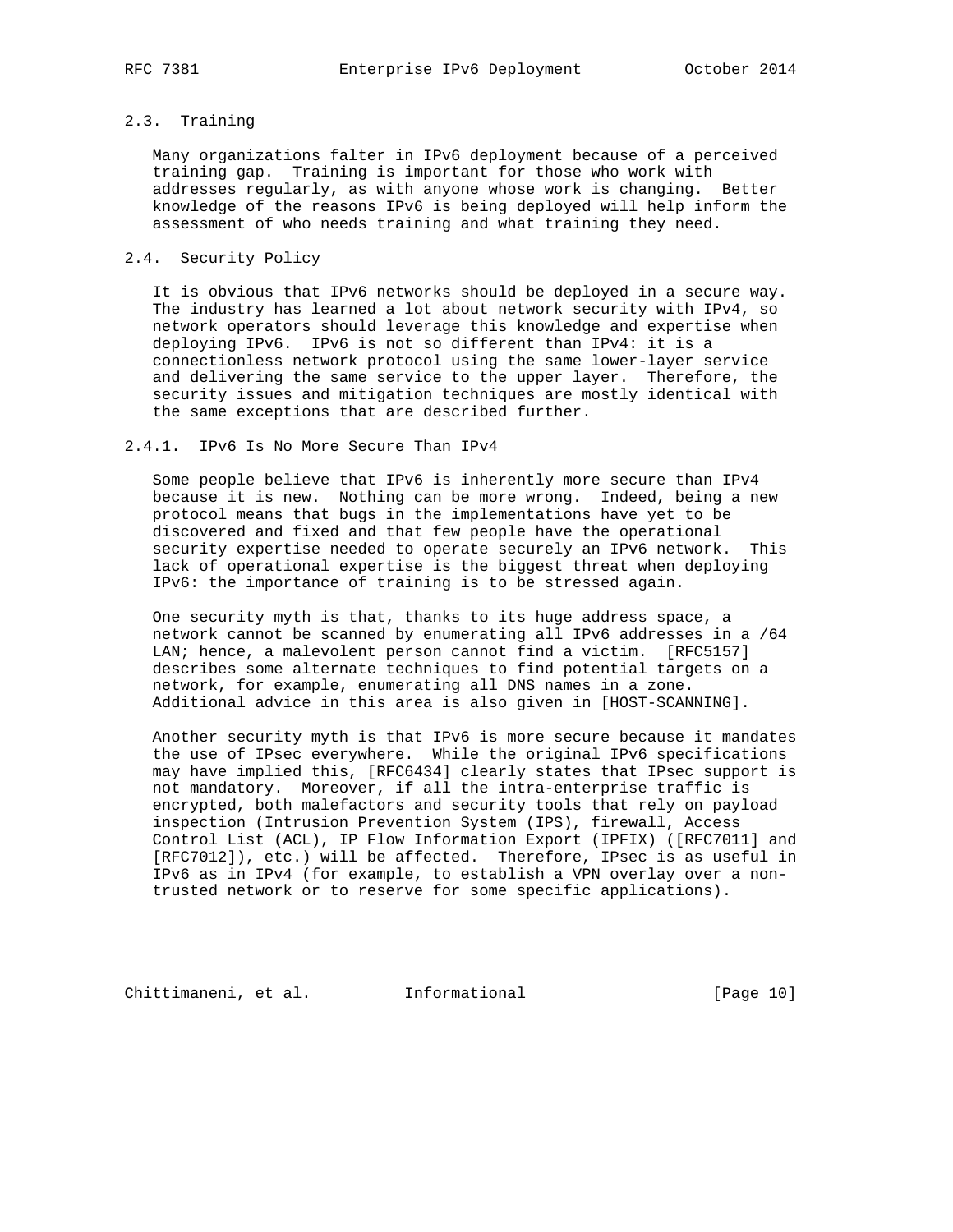### 2.3. Training

Many organizations falter in IPv6 deployment because of a perceived training gap. Training is important for those who work with addresses regularly, as with anyone whose work is changing. Better knowledge of the reasons IPv6 is being deployed will help inform the assessment of who needs training and what training they need.

### 2.4. Security Policy

It is obvious that IPv6 networks should be deployed in a secure way. The industry has learned a lot about network security with IPv4, so network operators should leverage this knowledge and expertise when deploying IPv6. IPv6 is not so different than IPv4: it is a connectionless network protocol using the same lower-layer service and delivering the same service to the upper layer. Therefore, the security issues and mitigation techniques are mostly identical with the same exceptions that are described further.

#### 2.4.1. IPv6 Is No More Secure Than IPv4

Some people believe that IPv6 is inherently more secure than IPv4 because it is new. Nothing can be more wrong. Indeed, being a new protocol means that bugs in the implementations have yet to be discovered and fixed and that few people have the operational security expertise needed to operate securely an IPv6 network. This lack of operational expertise is the biggest threat when deploying IPv6: the importance of training is to be stressed again.

One security myth is that, thanks to its huge address space, a network cannot be scanned by enumerating all IPv6 addresses in a /64 LAN; hence, a malevolent person cannot find a victim. [RFC5157] describes some alternate techniques to find potential targets on a network, for example, enumerating all DNS names in a zone. Additional advice in this area is also given in [HOST-SCANNING].

Another security myth is that IPv6 is more secure because it mandates the use of IPsec everywhere. While the original IPv6 specifications may have implied this, [RFC6434] clearly states that IPsec support is not mandatory. Moreover, if all the intra-enterprise traffic is encrypted, both malefactors and security tools that rely on payload inspection (Intrusion Prevention System (IPS), firewall, Access Control List (ACL), IP Flow Information Export (IPFIX) ([RFC7011] and [RFC7012]), etc.) will be affected. Therefore, IPsec is as useful in IPv6 as in IPv4 (for example, to establish a VPN overlay over a non-trusted network or to reserve for some specific applications).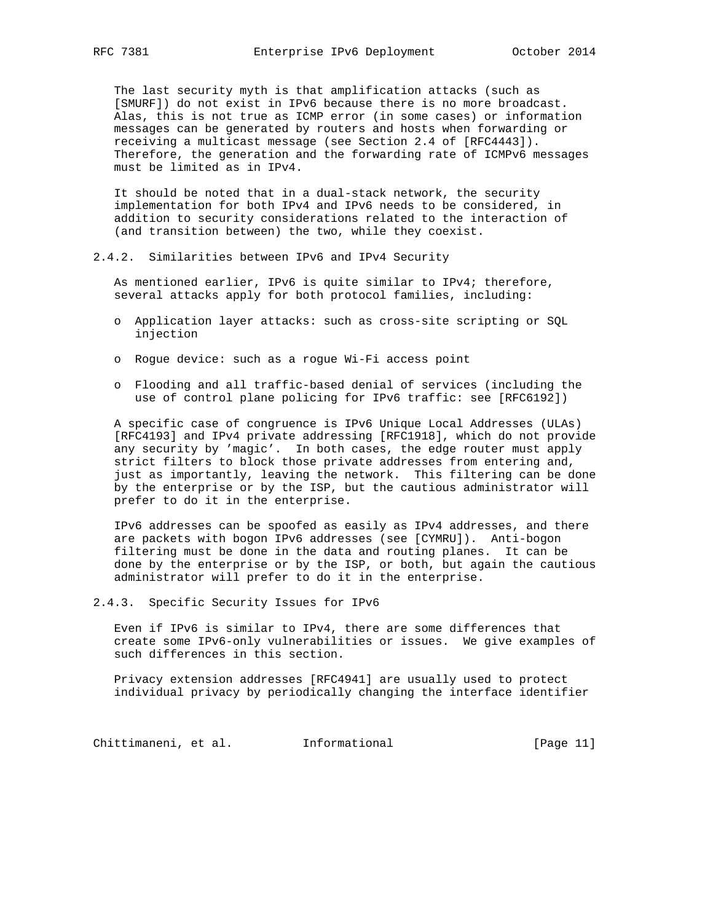The last security myth is that amplification attacks (such as [SMURF]) do not exist in IPv6 because there is no more broadcast. Alas, this is not true as ICMP error (in some cases) or information messages can be generated by routers and hosts when forwarding or receiving a multicast message (see Section 2.4 of [RFC4443]). Therefore, the generation and the forwarding rate of ICMPv6 messages must be limited as in IPv4.

It should be noted that in a dual-stack network, the security implementation for both IPv4 and IPv6 needs to be considered, in addition to security considerations related to the interaction of (and transition between) the two, while they coexist.

### 2.4.2. Similarities between IPv6 and IPv4 Security

As mentioned earlier, IPv6 is quite similar to IPv4; therefore, several attacks apply for both protocol families, including:

- Application layer attacks: such as cross-site scripting or SQL injection
- Rogue device: such as a rogue Wi-Fi access point
- Flooding and all traffic-based denial of services (including the use of control plane policing for IPv6 traffic: see [RFC6192])

A specific case of congruence is IPv6 Unique Local Addresses (ULAs) [RFC4193] and IPv4 private addressing [RFC1918], which do not provide any security by 'magic'. In both cases, the edge router must apply strict filters to block those private addresses from entering and, just as importantly, leaving the network. This filtering can be done by the enterprise or by the ISP, but the cautious administrator will prefer to do it in the enterprise.

IPv6 addresses can be spoofed as easily as IPv4 addresses, and there are packets with bogon IPv6 addresses (see [CYMRU]). Anti-bogon filtering must be done in the data and routing planes. It can be done by the enterprise or by the ISP, or both, but again the cautious administrator will prefer to do it in the enterprise.

### 2.4.3. Specific Security Issues for IPv6

Even if IPv6 is similar to IPv4, there are some differences that create some IPv6-only vulnerabilities or issues. We give examples of such differences in this section.

Privacy extension addresses [RFC4941] are usually used to protect individual privacy by periodically changing the interface identifier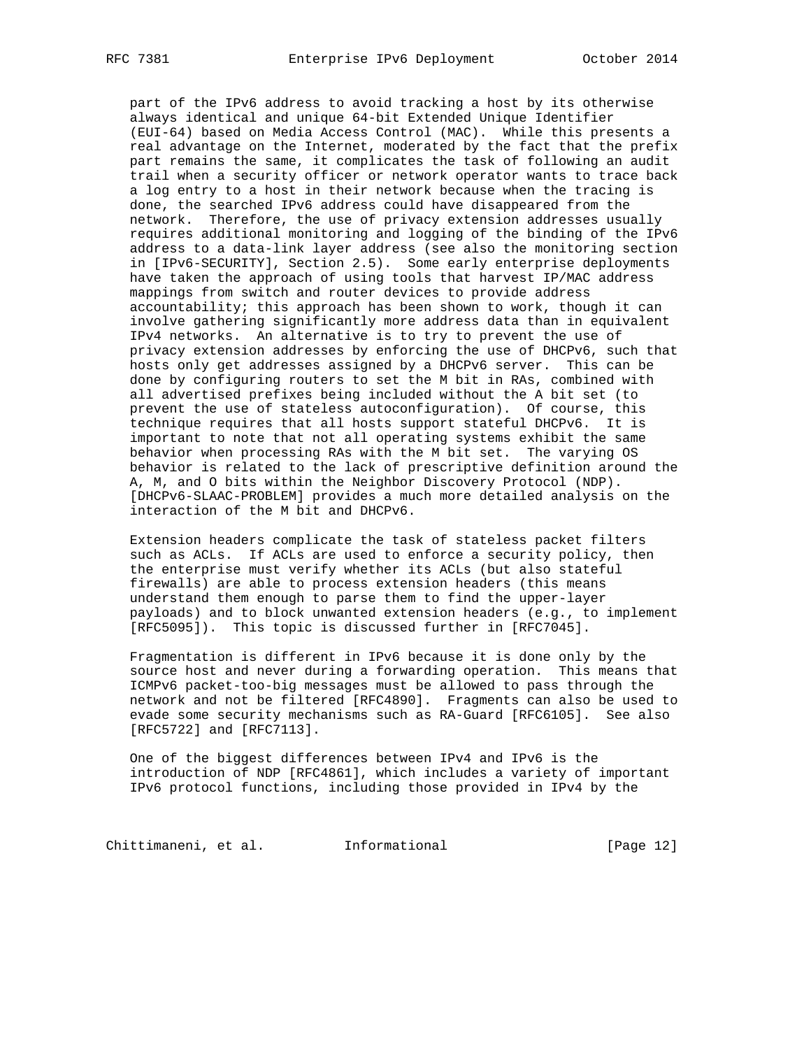part of the IPv6 address to avoid tracking a host by its otherwise always identical and unique 64-bit Extended Unique Identifier (EUI-64) based on Media Access Control (MAC). While this presents a real advantage on the Internet, moderated by the fact that the prefix part remains the same, it complicates the task of following an audit trail when a security officer or network operator wants to trace back a log entry to a host in their network because when the tracing is done, the searched IPv6 address could have disappeared from the network. Therefore, the use of privacy extension addresses usually requires additional monitoring and logging of the binding of the IPv6 address to a data-link layer address (see also the monitoring section in [IPv6-SECURITY], Section 2.5). Some early enterprise deployments have taken the approach of using tools that harvest IP/MAC address mappings from switch and router devices to provide address accountability; this approach has been shown to work, though it can involve gathering significantly more address data than in equivalent IPv4 networks. An alternative is to try to prevent the use of privacy extension addresses by enforcing the use of DHCPv6, such that hosts only get addresses assigned by a DHCPv6 server. This can be done by configuring routers to set the M bit in RAs, combined with all advertised prefixes being included without the A bit set (to prevent the use of stateless autoconfiguration). Of course, this technique requires that all hosts support stateful DHCPv6. It is important to note that not all operating systems exhibit the same behavior when processing RAs with the M bit set. The varying OS behavior is related to the lack of prescriptive definition around the A, M, and O bits within the Neighbor Discovery Protocol (NDP). [DHCPv6-SLAAC-PROBLEM] provides a much more detailed analysis on the interaction of the M bit and DHCPv6.

Extension headers complicate the task of stateless packet filters such as ACLs. If ACLs are used to enforce a security policy, then the enterprise must verify whether its ACLs (but also stateful firewalls) are able to process extension headers (this means understand them enough to parse them to find the upper-layer payloads) and to block unwanted extension headers (e.g., to implement [RFC5095]). This topic is discussed further in [RFC7045].

Fragmentation is different in IPv6 because it is done only by the source host and never during a forwarding operation. This means that ICMPv6 packet-too-big messages must be allowed to pass through the network and not be filtered [RFC4890]. Fragments can also be used to evade some security mechanisms such as RA-Guard [RFC6105]. See also [RFC5722] and [RFC7113].

One of the biggest differences between IPv4 and IPv6 is the introduction of NDP [RFC4861], which includes a variety of important IPv6 protocol functions, including those provided in IPv4 by the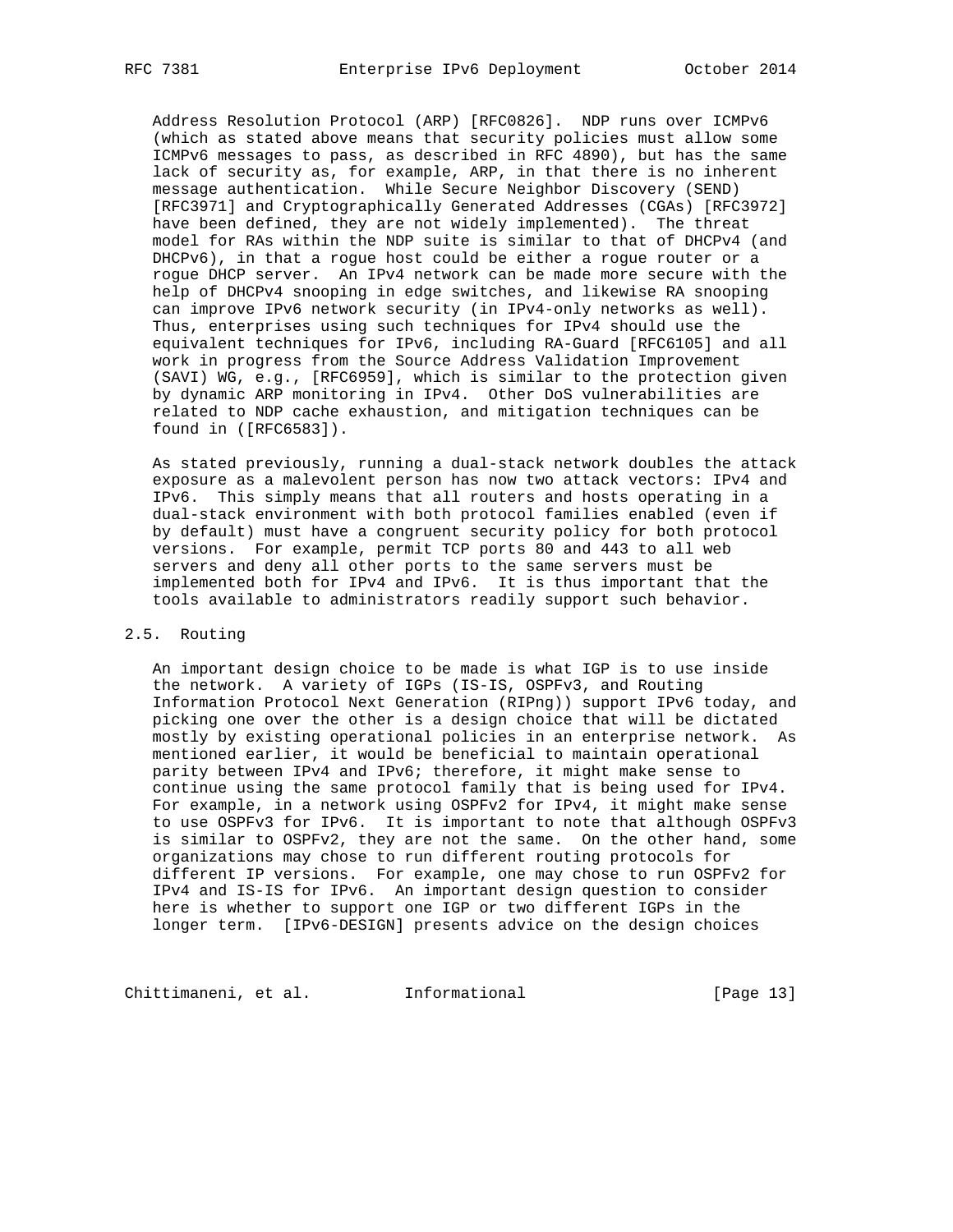Address Resolution Protocol (ARP) [RFC0826]. NDP runs over ICMPv6 (which as stated above means that security policies must allow some ICMPv6 messages to pass, as described in RFC 4890), but has the same lack of security as, for example, ARP, in that there is no inherent message authentication. While Secure Neighbor Discovery (SEND) [RFC3971] and Cryptographically Generated Addresses (CGAs) [RFC3972] have been defined, they are not widely implemented). The threat model for RAs within the NDP suite is similar to that of DHCPv4 (and DHCPv6), in that a rogue host could be either a rogue router or a rogue DHCP server. An IPv4 network can be made more secure with the help of DHCPv4 snooping in edge switches, and likewise RA snooping can improve IPv6 network security (in IPv4-only networks as well). Thus, enterprises using such techniques for IPv4 should use the equivalent techniques for IPv6, including RA-Guard [RFC6105] and all work in progress from the Source Address Validation Improvement (SAVI) WG, e.g., [RFC6959], which is similar to the protection given by dynamic ARP monitoring in IPv4. Other DoS vulnerabilities are related to NDP cache exhaustion, and mitigation techniques can be found in ([RFC6583]).

As stated previously, running a dual-stack network doubles the attack exposure as a malevolent person has now two attack vectors: IPv4 and IPv6. This simply means that all routers and hosts operating in a dual-stack environment with both protocol families enabled (even if by default) must have a congruent security policy for both protocol versions. For example, permit TCP ports 80 and 443 to all web servers and deny all other ports to the same servers must be implemented both for IPv4 and IPv6. It is thus important that the tools available to administrators readily support such behavior.

## 2.5. Routing

An important design choice to be made is what IGP is to use inside the network. A variety of IGPs (IS-IS, OSPFv3, and Routing Information Protocol Next Generation (RIPng)) support IPv6 today, and picking one over the other is a design choice that will be dictated mostly by existing operational policies in an enterprise network. As mentioned earlier, it would be beneficial to maintain operational parity between IPv4 and IPv6; therefore, it might make sense to continue using the same protocol family that is being used for IPv4. For example, in a network using OSPFv2 for IPv4, it might make sense to use OSPFv3 for IPv6. It is important to note that although OSPFv3 is similar to OSPFv2, they are not the same. On the other hand, some organizations may chose to run different routing protocols for different IP versions. For example, one may chose to run OSPFv2 for IPv4 and IS-IS for IPv6. An important design question to consider here is whether to support one IGP or two different IGPs in the longer term. [IPv6-DESIGN] presents advice on the design choices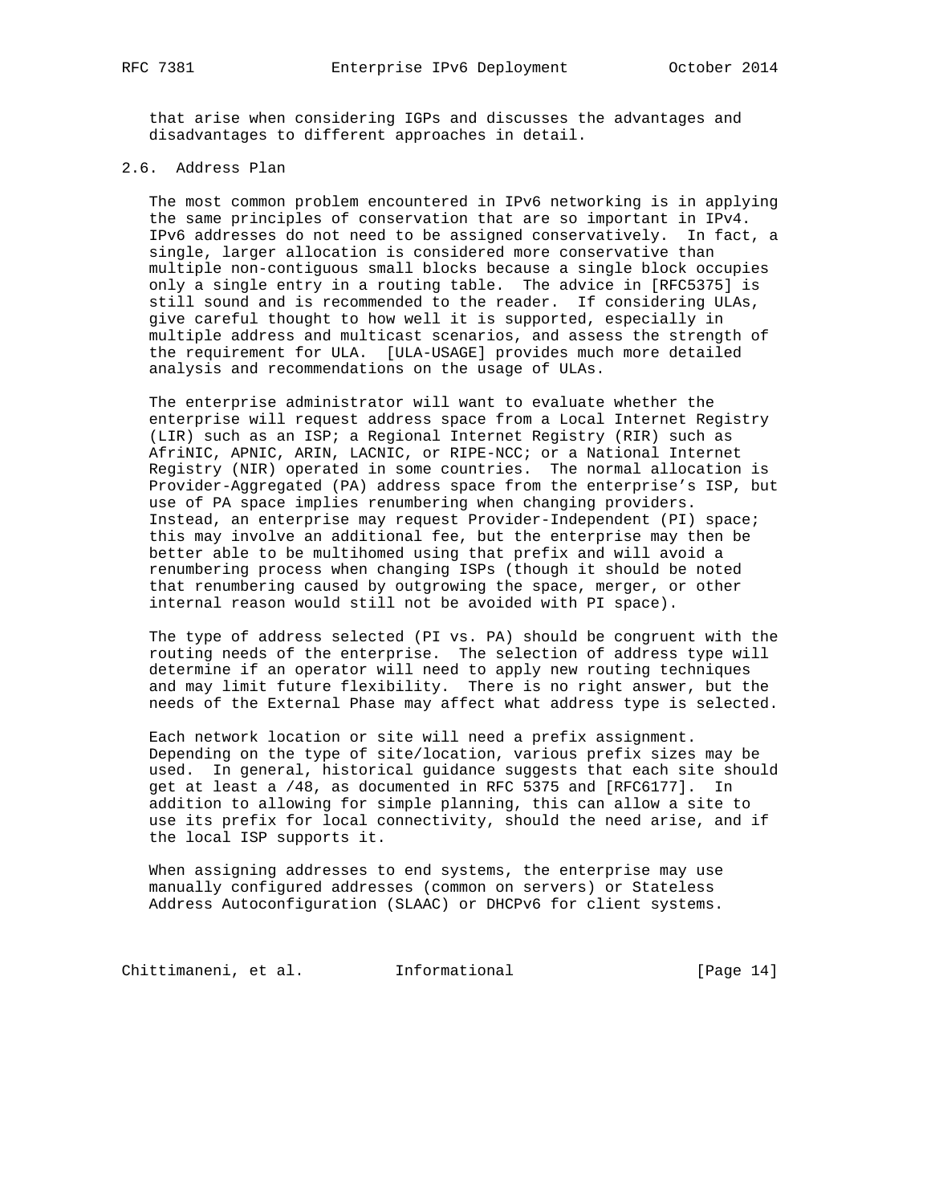that arise when considering IGPs and discusses the advantages and disadvantages to different approaches in detail.

## 2.6. Address Plan

The most common problem encountered in IPv6 networking is in applying the same principles of conservation that are so important in IPv4. IPv6 addresses do not need to be assigned conservatively. In fact, a single, larger allocation is considered more conservative than multiple non-contiguous small blocks because a single block occupies only a single entry in a routing table. The advice in [RFC5375] is still sound and is recommended to the reader. If considering ULAs, give careful thought to how well it is supported, especially in multiple address and multicast scenarios, and assess the strength of the requirement for ULA. [ULA-USAGE] provides much more detailed analysis and recommendations on the usage of ULAs.

The enterprise administrator will want to evaluate whether the enterprise will request address space from a Local Internet Registry (LIR) such as an ISP; a Regional Internet Registry (RIR) such as AfriNIC, APNIC, ARIN, LACNIC, or RIPE-NCC; or a National Internet Registry (NIR) operated in some countries. The normal allocation is Provider-Aggregated (PA) address space from the enterprise's ISP, but use of PA space implies renumbering when changing providers. Instead, an enterprise may request Provider-Independent (PI) space; this may involve an additional fee, but the enterprise may then be better able to be multihomed using that prefix and will avoid a renumbering process when changing ISPs (though it should be noted that renumbering caused by outgrowing the space, merger, or other internal reason would still not be avoided with PI space).

The type of address selected (PI vs. PA) should be congruent with the routing needs of the enterprise. The selection of address type will determine if an operator will need to apply new routing techniques and may limit future flexibility. There is no right answer, but the needs of the External Phase may affect what address type is selected.

Each network location or site will need a prefix assignment. Depending on the type of site/location, various prefix sizes may be used. In general, historical guidance suggests that each site should get at least a /48, as documented in RFC 5375 and [RFC6177]. In addition to allowing for simple planning, this can allow a site to use its prefix for local connectivity, should the need arise, and if the local ISP supports it.

When assigning addresses to end systems, the enterprise may use manually configured addresses (common on servers) or Stateless Address Autoconfiguration (SLAAC) or DHCPv6 for client systems.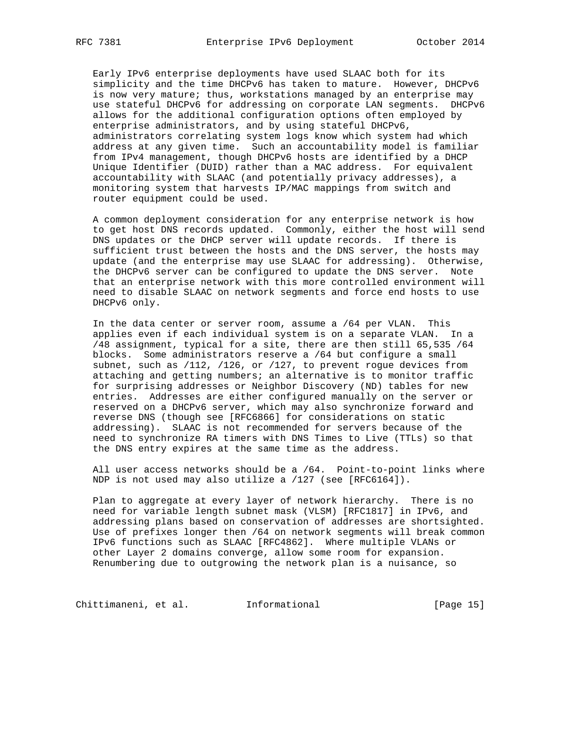Early IPv6 enterprise deployments have used SLAAC both for its simplicity and the time DHCPv6 has taken to mature. However, DHCPv6 is now very mature; thus, workstations managed by an enterprise may use stateful DHCPv6 for addressing on corporate LAN segments. DHCPv6 allows for the additional configuration options often employed by enterprise administrators, and by using stateful DHCPv6, administrators correlating system logs know which system had which address at any given time. Such an accountability model is familiar from IPv4 management, though DHCPv6 hosts are identified by a DHCP Unique Identifier (DUID) rather than a MAC address. For equivalent accountability with SLAAC (and potentially privacy addresses), a monitoring system that harvests IP/MAC mappings from switch and router equipment could be used.

A common deployment consideration for any enterprise network is how to get host DNS records updated. Commonly, either the host will send DNS updates or the DHCP server will update records. If there is sufficient trust between the hosts and the DNS server, the hosts may update (and the enterprise may use SLAAC for addressing). Otherwise, the DHCPv6 server can be configured to update the DNS server. Note that an enterprise network with this more controlled environment will need to disable SLAAC on network segments and force end hosts to use DHCPv6 only.

In the data center or server room, assume a /64 per VLAN. This applies even if each individual system is on a separate VLAN. In a /48 assignment, typical for a site, there are then still 65,535 /64 blocks. Some administrators reserve a /64 but configure a small subnet, such as /112, /126, or /127, to prevent rogue devices from attaching and getting numbers; an alternative is to monitor traffic for surprising addresses or Neighbor Discovery (ND) tables for new entries. Addresses are either configured manually on the server or reserved on a DHCPv6 server, which may also synchronize forward and reverse DNS (though see [RFC6866] for considerations on static addressing). SLAAC is not recommended for servers because of the need to synchronize RA timers with DNS Times to Live (TTLs) so that the DNS entry expires at the same time as the address.

All user access networks should be a /64. Point-to-point links where NDP is not used may also utilize a /127 (see [RFC6164]).

Plan to aggregate at every layer of network hierarchy. There is no need for variable length subnet mask (VLSM) [RFC1817] in IPv6, and addressing plans based on conservation of addresses are shortsighted. Use of prefixes longer then /64 on network segments will break common IPv6 functions such as SLAAC [RFC4862]. Where multiple VLANs or other Layer 2 domains converge, allow some room for expansion. Renumbering due to outgrowing the network plan is a nuisance, so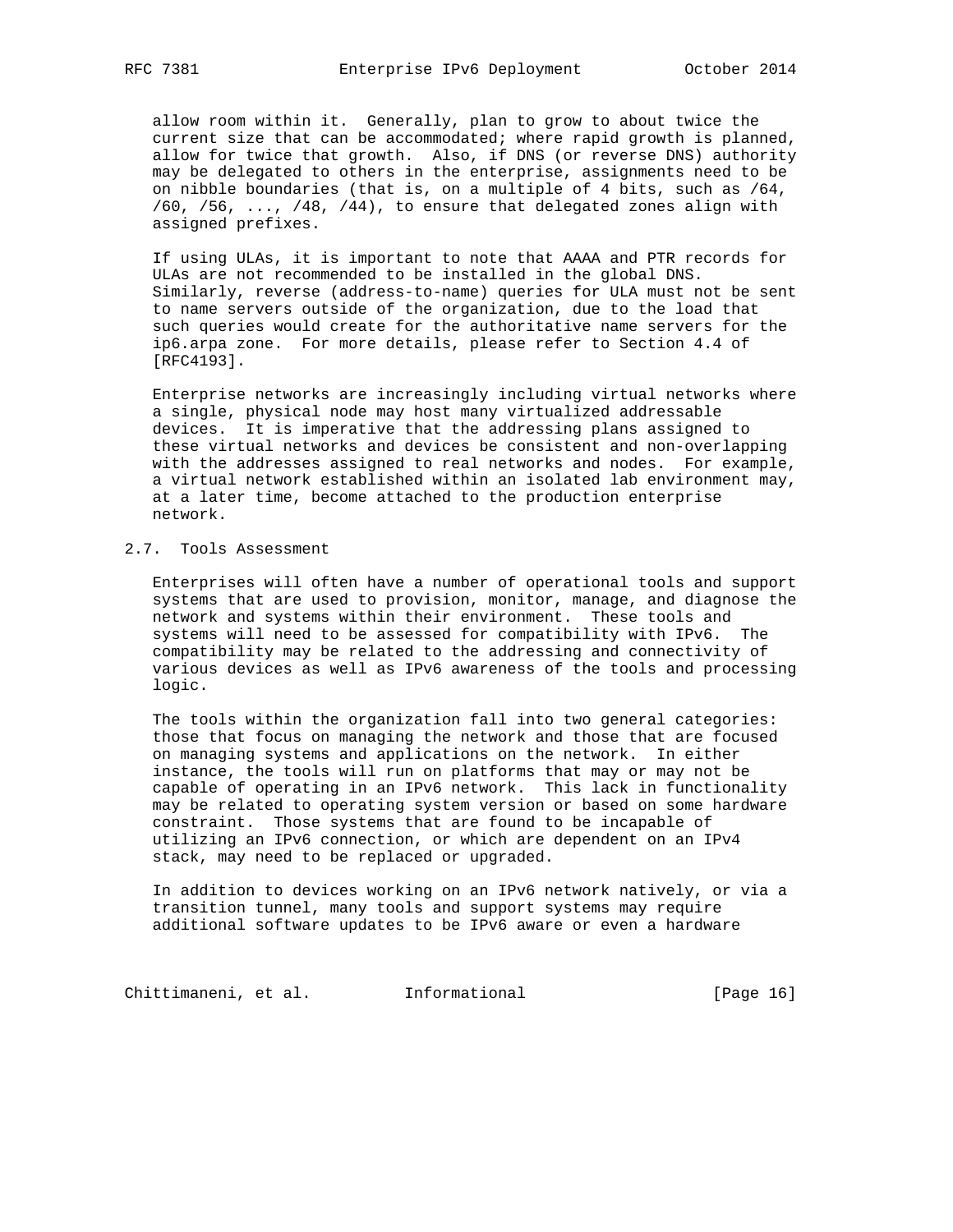allow room within it. Generally, plan to grow to about twice the current size that can be accommodated; where rapid growth is planned, allow for twice that growth. Also, if DNS (or reverse DNS) authority may be delegated to others in the enterprise, assignments need to be on nibble boundaries (that is, on a multiple of 4 bits, such as /64, /60, /56, ..., /48, /44), to ensure that delegated zones align with assigned prefixes.

If using ULAs, it is important to note that AAAA and PTR records for ULAs are not recommended to be installed in the global DNS. Similarly, reverse (address-to-name) queries for ULA must not be sent to name servers outside of the organization, due to the load that such queries would create for the authoritative name servers for the ip6.arpa zone. For more details, please refer to Section 4.4 of [RFC4193].

Enterprise networks are increasingly including virtual networks where a single, physical node may host many virtualized addressable devices. It is imperative that the addressing plans assigned to these virtual networks and devices be consistent and non-overlapping with the addresses assigned to real networks and nodes. For example, a virtual network established within an isolated lab environment may, at a later time, become attached to the production enterprise network.

## 2.7. Tools Assessment

Enterprises will often have a number of operational tools and support systems that are used to provision, monitor, manage, and diagnose the network and systems within their environment. These tools and systems will need to be assessed for compatibility with IPv6. The compatibility may be related to the addressing and connectivity of various devices as well as IPv6 awareness of the tools and processing logic.

The tools within the organization fall into two general categories: those that focus on managing the network and those that are focused on managing systems and applications on the network. In either instance, the tools will run on platforms that may or may not be capable of operating in an IPv6 network. This lack in functionality may be related to operating system version or based on some hardware constraint. Those systems that are found to be incapable of utilizing an IPv6 connection, or which are dependent on an IPv4 stack, may need to be replaced or upgraded.

In addition to devices working on an IPv6 network natively, or via a transition tunnel, many tools and support systems may require additional software updates to be IPv6 aware or even a hardware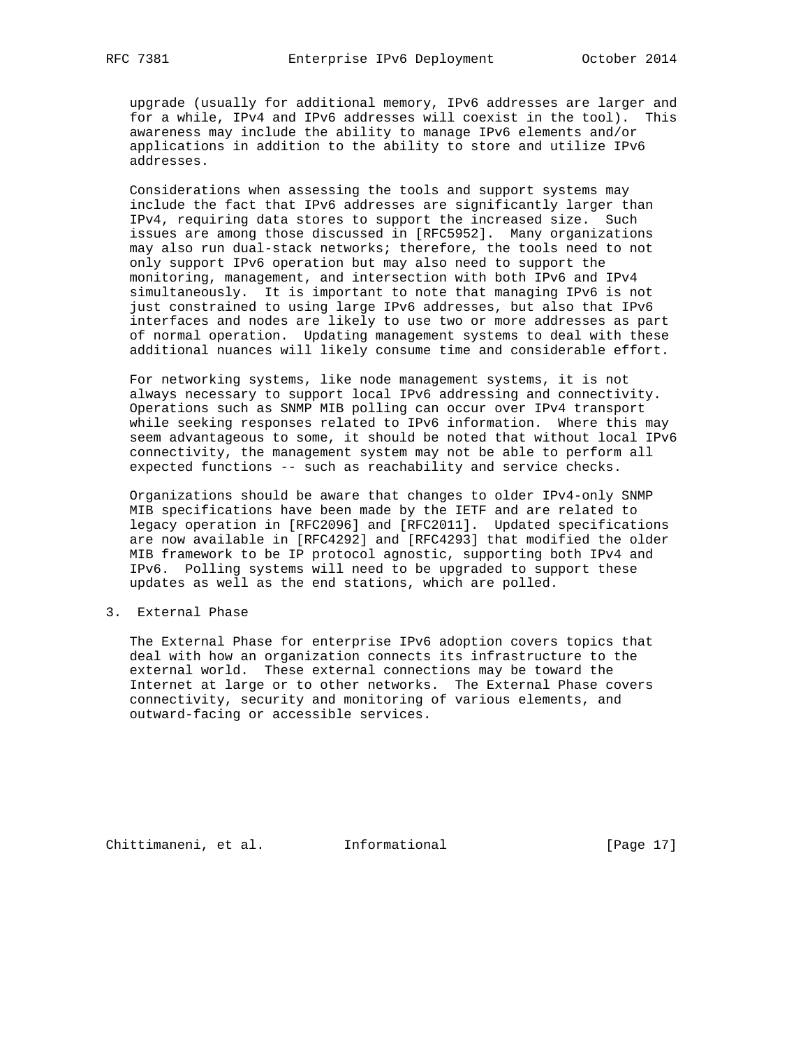upgrade (usually for additional memory, IPv6 addresses are larger and for a while, IPv4 and IPv6 addresses will coexist in the tool). This awareness may include the ability to manage IPv6 elements and/or applications in addition to the ability to store and utilize IPv6 addresses.

Considerations when assessing the tools and support systems may include the fact that IPv6 addresses are significantly larger than IPv4, requiring data stores to support the increased size. Such issues are among those discussed in [RFC5952]. Many organizations may also run dual-stack networks; therefore, the tools need to not only support IPv6 operation but may also need to support the monitoring, management, and intersection with both IPv6 and IPv4 simultaneously. It is important to note that managing IPv6 is not just constrained to using large IPv6 addresses, but also that IPv6 interfaces and nodes are likely to use two or more addresses as part of normal operation. Updating management systems to deal with these additional nuances will likely consume time and considerable effort.

For networking systems, like node management systems, it is not always necessary to support local IPv6 addressing and connectivity. Operations such as SNMP MIB polling can occur over IPv4 transport while seeking responses related to IPv6 information. Where this may seem advantageous to some, it should be noted that without local IPv6 connectivity, the management system may not be able to perform all expected functions -- such as reachability and service checks.

Organizations should be aware that changes to older IPv4-only SNMP MIB specifications have been made by the IETF and are related to legacy operation in [RFC2096] and [RFC2011]. Updated specifications are now available in [RFC4292] and [RFC4293] that modified the older MIB framework to be IP protocol agnostic, supporting both IPv4 and IPv6. Polling systems will need to be upgraded to support these updates as well as the end stations, which are polled.

## 3. External Phase

The External Phase for enterprise IPv6 adoption covers topics that deal with how an organization connects its infrastructure to the external world. These external connections may be toward the Internet at large or to other networks. The External Phase covers connectivity, security and monitoring of various elements, and outward-facing or accessible services.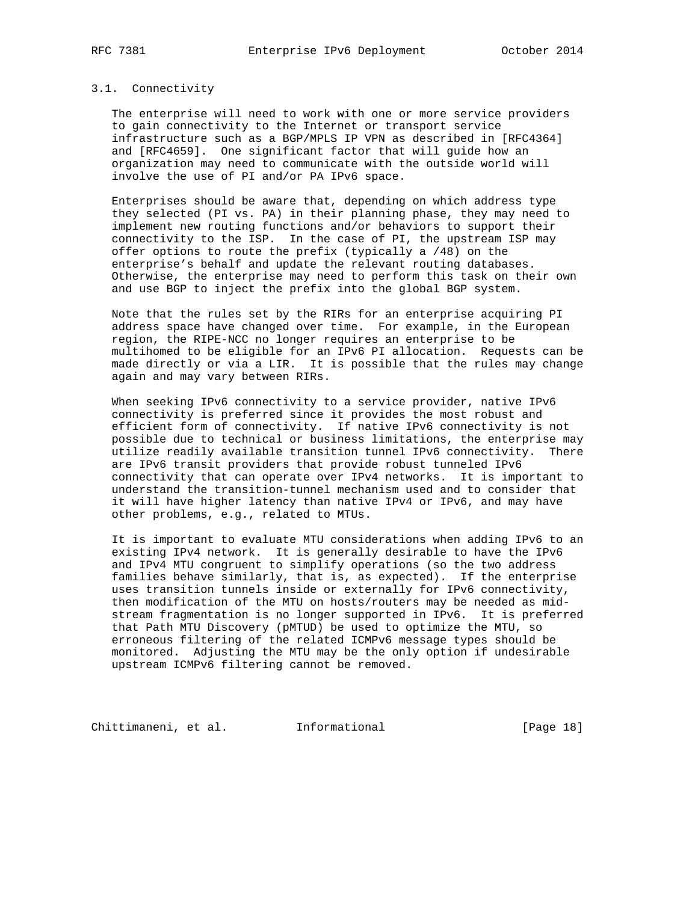### 3.1. Connectivity

The enterprise will need to work with one or more service providers to gain connectivity to the Internet or transport service infrastructure such as a BGP/MPLS IP VPN as described in [RFC4364] and [RFC4659]. One significant factor that will guide how an organization may need to communicate with the outside world will involve the use of PI and/or PA IPv6 space.

Enterprises should be aware that, depending on which address type they selected (PI vs. PA) in their planning phase, they may need to implement new routing functions and/or behaviors to support their connectivity to the ISP. In the case of PI, the upstream ISP may offer options to route the prefix (typically a /48) on the enterprise's behalf and update the relevant routing databases. Otherwise, the enterprise may need to perform this task on their own and use BGP to inject the prefix into the global BGP system.

Note that the rules set by the RIRs for an enterprise acquiring PI address space have changed over time. For example, in the European region, the RIPE-NCC no longer requires an enterprise to be multihomed to be eligible for an IPv6 PI allocation. Requests can be made directly or via a LIR. It is possible that the rules may change again and may vary between RIRs.

When seeking IPv6 connectivity to a service provider, native IPv6 connectivity is preferred since it provides the most robust and efficient form of connectivity. If native IPv6 connectivity is not possible due to technical or business limitations, the enterprise may utilize readily available transition tunnel IPv6 connectivity. There are IPv6 transit providers that provide robust tunneled IPv6 connectivity that can operate over IPv4 networks. It is important to understand the transition-tunnel mechanism used and to consider that it will have higher latency than native IPv4 or IPv6, and may have other problems, e.g., related to MTUs.

It is important to evaluate MTU considerations when adding IPv6 to an existing IPv4 network. It is generally desirable to have the IPv6 and IPv4 MTU congruent to simplify operations (so the two address families behave similarly, that is, as expected). If the enterprise uses transition tunnels inside or externally for IPv6 connectivity, then modification of the MTU on hosts/routers may be needed as mid-stream fragmentation is no longer supported in IPv6. It is preferred that Path MTU Discovery (pMTUD) be used to optimize the MTU, so erroneous filtering of the related ICMPv6 message types should be monitored. Adjusting the MTU may be the only option if undesirable upstream ICMPv6 filtering cannot be removed.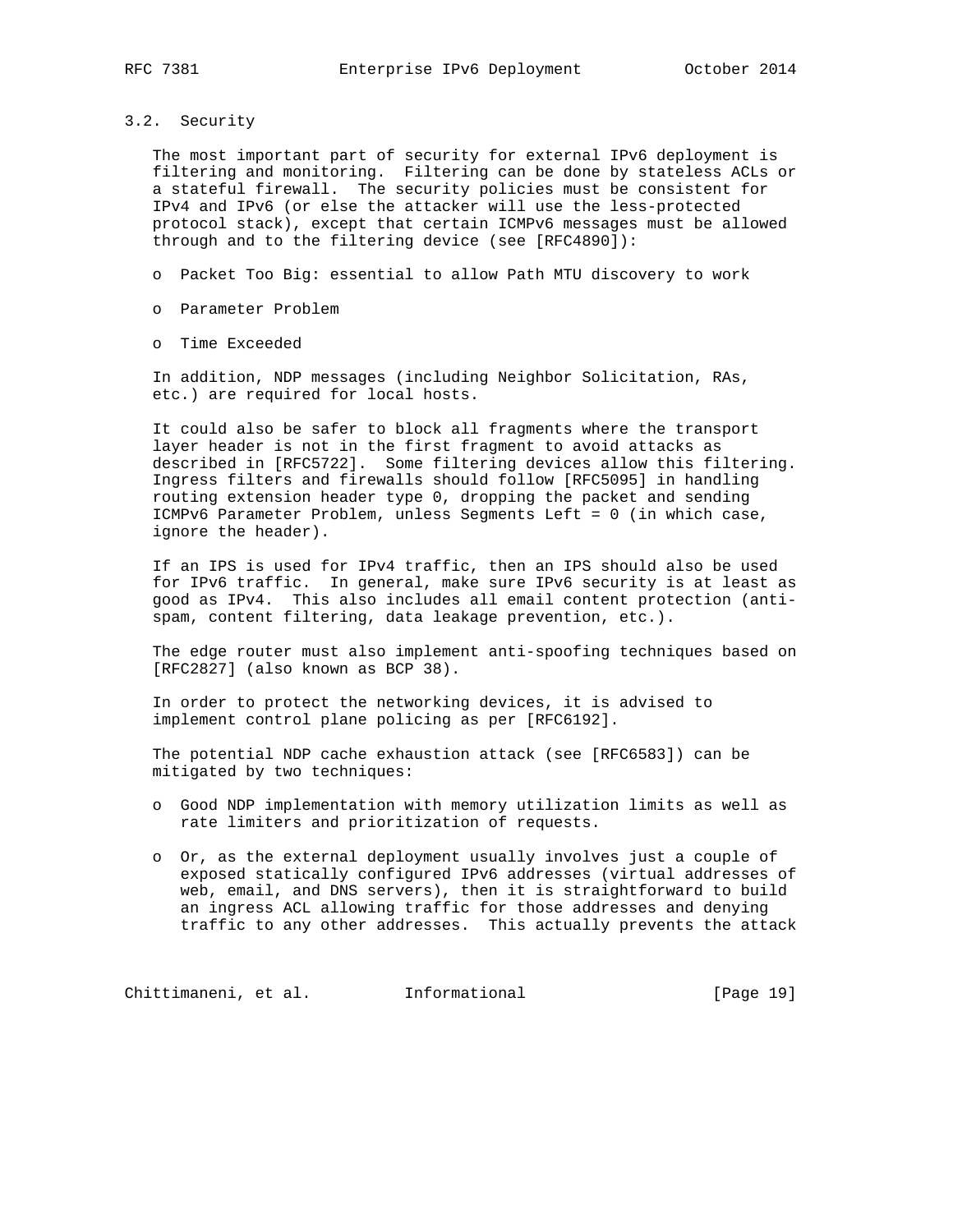### 3.2. Security

The most important part of security for external IPv6 deployment is filtering and monitoring. Filtering can be done by stateless ACLs or a stateful firewall. The security policies must be consistent for IPv4 and IPv6 (or else the attacker will use the less-protected protocol stack), except that certain ICMPv6 messages must be allowed through and to the filtering device (see [RFC4890]):

- Packet Too Big: essential to allow Path MTU discovery to work
- Parameter Problem
- Time Exceeded

In addition, NDP messages (including Neighbor Solicitation, RAs, etc.) are required for local hosts.

It could also be safer to block all fragments where the transport layer header is not in the first fragment to avoid attacks as described in [RFC5722]. Some filtering devices allow this filtering. Ingress filters and firewalls should follow [RFC5095] in handling routing extension header type 0, dropping the packet and sending ICMPv6 Parameter Problem, unless Segments Left = 0 (in which case, ignore the header).

If an IPS is used for IPv4 traffic, then an IPS should also be used for IPv6 traffic. In general, make sure IPv6 security is at least as good as IPv4. This also includes all email content protection (anti-spam, content filtering, data leakage prevention, etc.).

The edge router must also implement anti-spoofing techniques based on [RFC2827] (also known as BCP 38).

In order to protect the networking devices, it is advised to implement control plane policing as per [RFC6192].

The potential NDP cache exhaustion attack (see [RFC6583]) can be mitigated by two techniques:

- Good NDP implementation with memory utilization limits as well as rate limiters and prioritization of requests.
- Or, as the external deployment usually involves just a couple of exposed statically configured IPv6 addresses (virtual addresses of web, email, and DNS servers), then it is straightforward to build an ingress ACL allowing traffic for those addresses and denying traffic to any other addresses. This actually prevents the attack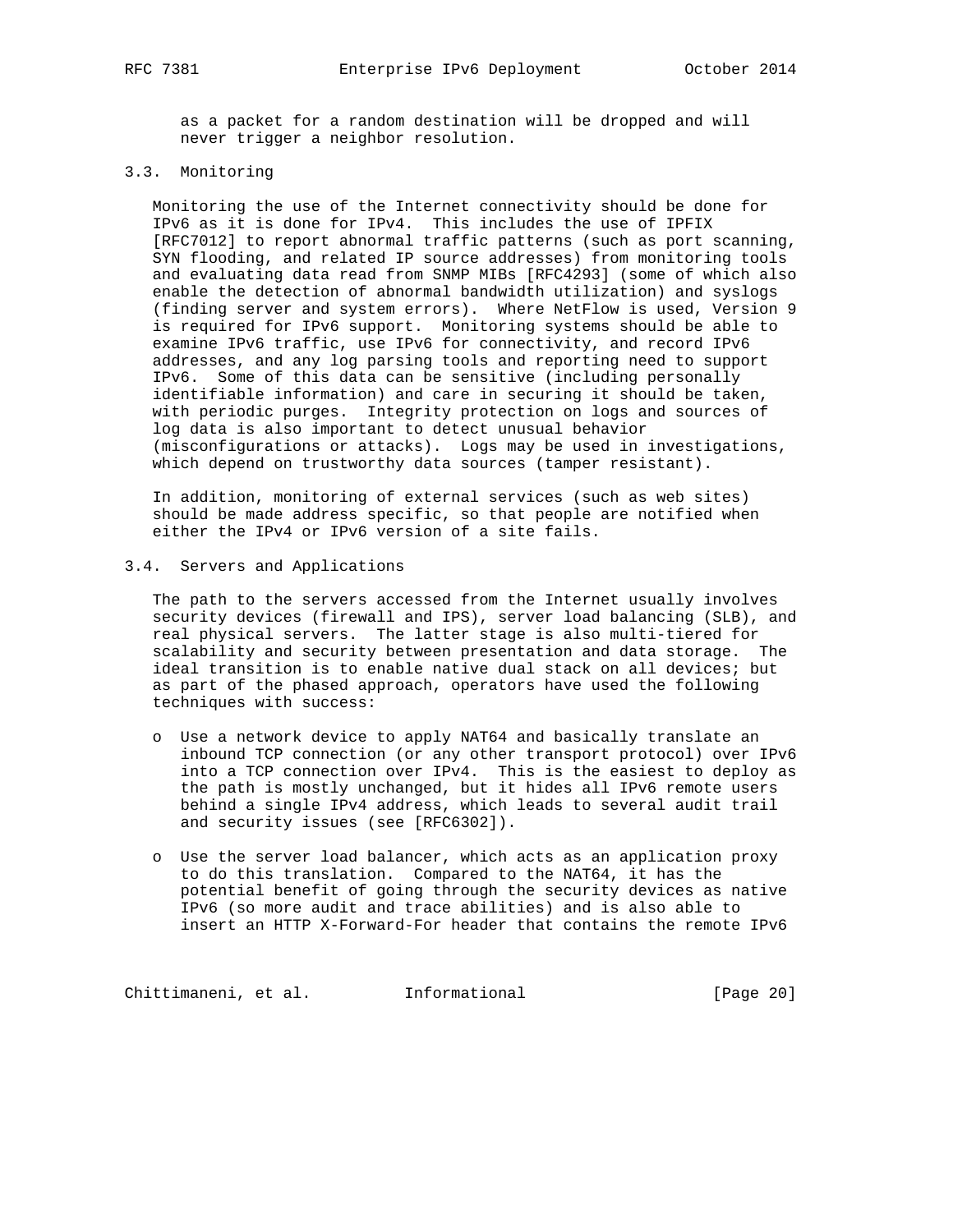as a packet for a random destination will be dropped and will never trigger a neighbor resolution.

### 3.3. Monitoring

Monitoring the use of the Internet connectivity should be done for IPv6 as it is done for IPv4. This includes the use of IPFIX [RFC7012] to report abnormal traffic patterns (such as port scanning, SYN flooding, and related IP source addresses) from monitoring tools and evaluating data read from SNMP MIBs [RFC4293] (some of which also enable the detection of abnormal bandwidth utilization) and syslogs (finding server and system errors). Where NetFlow is used, Version 9 is required for IPv6 support. Monitoring systems should be able to examine IPv6 traffic, use IPv6 for connectivity, and record IPv6 addresses, and any log parsing tools and reporting need to support IPv6. Some of this data can be sensitive (including personally identifiable information) and care in securing it should be taken, with periodic purges. Integrity protection on logs and sources of log data is also important to detect unusual behavior (misconfigurations or attacks). Logs may be used in investigations, which depend on trustworthy data sources (tamper resistant).

In addition, monitoring of external services (such as web sites) should be made address specific, so that people are notified when either the IPv4 or IPv6 version of a site fails.

### 3.4. Servers and Applications

The path to the servers accessed from the Internet usually involves security devices (firewall and IPS), server load balancing (SLB), and real physical servers. The latter stage is also multi-tiered for scalability and security between presentation and data storage. The ideal transition is to enable native dual stack on all devices; but as part of the phased approach, operators have used the following techniques with success:

- Use a network device to apply NAT64 and basically translate an inbound TCP connection (or any other transport protocol) over IPv6 into a TCP connection over IPv4. This is the easiest to deploy as the path is mostly unchanged, but it hides all IPv6 remote users behind a single IPv4 address, which leads to several audit trail and security issues (see [RFC6302]).

- Use the server load balancer, which acts as an application proxy to do this translation. Compared to the NAT64, it has the potential benefit of going through the security devices as native IPv6 (so more audit and trace abilities) and is also able to insert an HTTP X-Forward-For header that contains the remote IPv6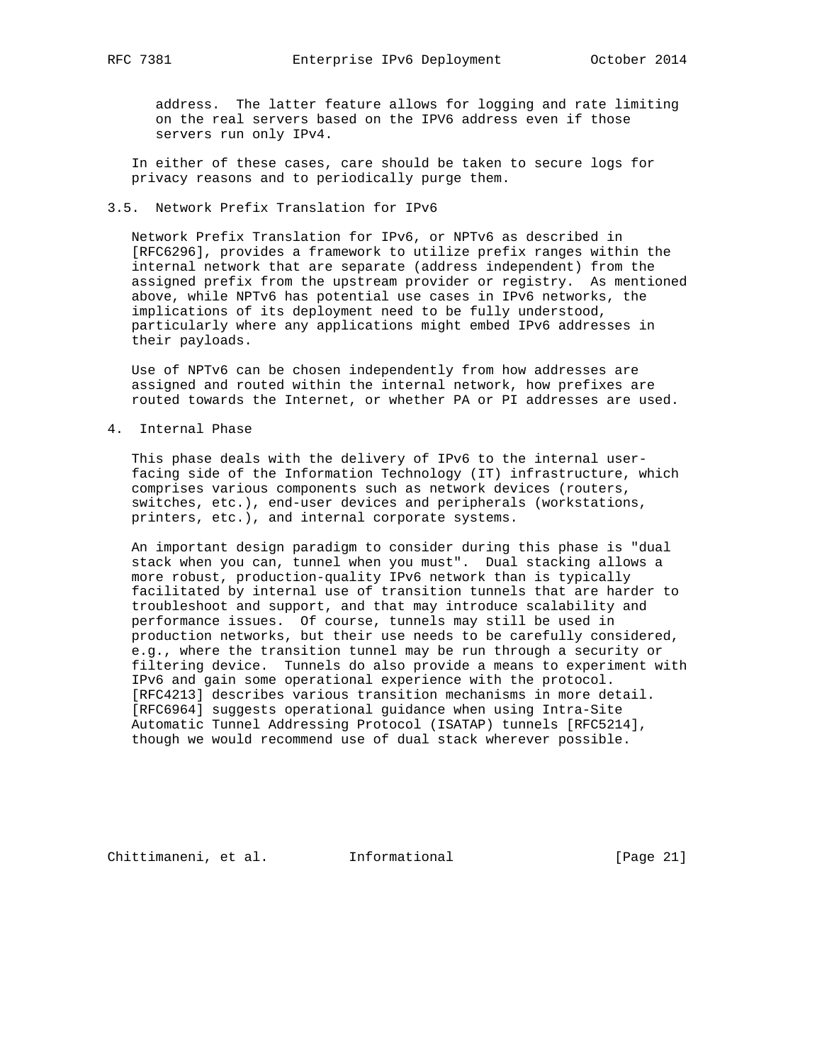address. The latter feature allows for logging and rate limiting on the real servers based on the IPV6 address even if those servers run only IPv4.

In either of these cases, care should be taken to secure logs for privacy reasons and to periodically purge them.

### 3.5. Network Prefix Translation for IPv6

Network Prefix Translation for IPv6, or NPTv6 as described in [RFC6296], provides a framework to utilize prefix ranges within the internal network that are separate (address independent) from the assigned prefix from the upstream provider or registry. As mentioned above, while NPTv6 has potential use cases in IPv6 networks, the implications of its deployment need to be fully understood, particularly where any applications might embed IPv6 addresses in their payloads.

Use of NPTv6 can be chosen independently from how addresses are assigned and routed within the internal network, how prefixes are routed towards the Internet, or whether PA or PI addresses are used.

## 4. Internal Phase

This phase deals with the delivery of IPv6 to the internal user-facing side of the Information Technology (IT) infrastructure, which comprises various components such as network devices (routers, switches, etc.), end-user devices and peripherals (workstations, printers, etc.), and internal corporate systems.

An important design paradigm to consider during this phase is "dual stack when you can, tunnel when you must". Dual stacking allows a more robust, production-quality IPv6 network than is typically facilitated by internal use of transition tunnels that are harder to troubleshoot and support, and that may introduce scalability and performance issues. Of course, tunnels may still be used in production networks, but their use needs to be carefully considered, e.g., where the transition tunnel may be run through a security or filtering device. Tunnels do also provide a means to experiment with IPv6 and gain some operational experience with the protocol. [RFC4213] describes various transition mechanisms in more detail. [RFC6964] suggests operational guidance when using Intra-Site Automatic Tunnel Addressing Protocol (ISATAP) tunnels [RFC5214], though we would recommend use of dual stack wherever possible.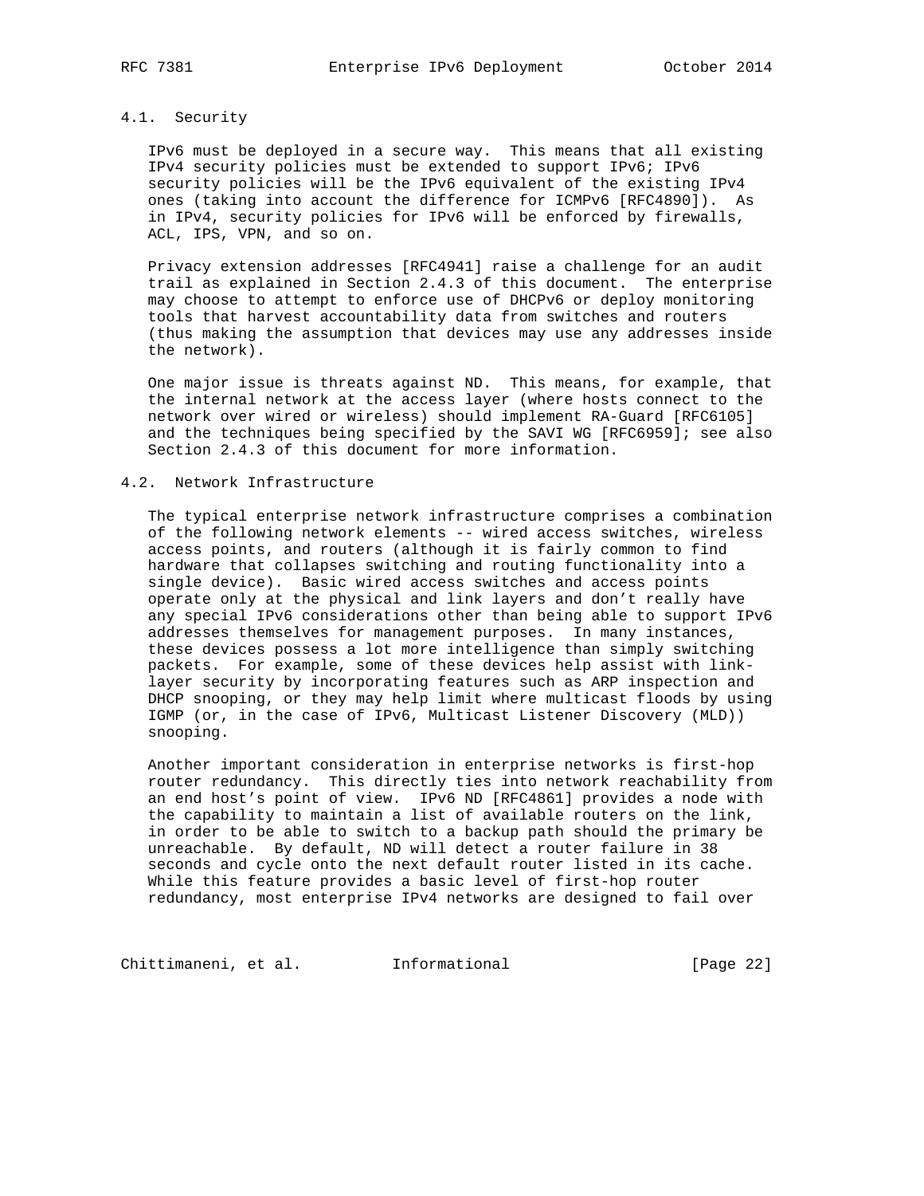### 4.1. Security

IPv6 must be deployed in a secure way. This means that all existing IPv4 security policies must be extended to support IPv6; IPv6 security policies will be the IPv6 equivalent of the existing IPv4 ones (taking into account the difference for ICMPv6 [RFC4890]). As in IPv4, security policies for IPv6 will be enforced by firewalls, ACL, IPS, VPN, and so on.

Privacy extension addresses [RFC4941] raise a challenge for an audit trail as explained in Section 2.4.3 of this document. The enterprise may choose to attempt to enforce use of DHCPv6 or deploy monitoring tools that harvest accountability data from switches and routers (thus making the assumption that devices may use any addresses inside the network).

One major issue is threats against ND. This means, for example, that the internal network at the access layer (where hosts connect to the network over wired or wireless) should implement RA-Guard [RFC6105] and the techniques being specified by the SAVI WG [RFC6959]; see also Section 2.4.3 of this document for more information.

### 4.2. Network Infrastructure

The typical enterprise network infrastructure comprises a combination of the following network elements -- wired access switches, wireless access points, and routers (although it is fairly common to find hardware that collapses switching and routing functionality into a single device). Basic wired access switches and access points operate only at the physical and link layers and don't really have any special IPv6 considerations other than being able to support IPv6 addresses themselves for management purposes. In many instances, these devices possess a lot more intelligence than simply switching packets. For example, some of these devices help assist with link-layer security by incorporating features such as ARP inspection and DHCP snooping, or they may help limit where multicast floods by using IGMP (or, in the case of IPv6, Multicast Listener Discovery (MLD)) snooping.

Another important consideration in enterprise networks is first-hop router redundancy. This directly ties into network reachability from an end host's point of view. IPv6 ND [RFC4861] provides a node with the capability to maintain a list of available routers on the link, in order to be able to switch to a backup path should the primary be unreachable. By default, ND will detect a router failure in 38 seconds and cycle onto the next default router listed in its cache. While this feature provides a basic level of first-hop router redundancy, most enterprise IPv4 networks are designed to fail over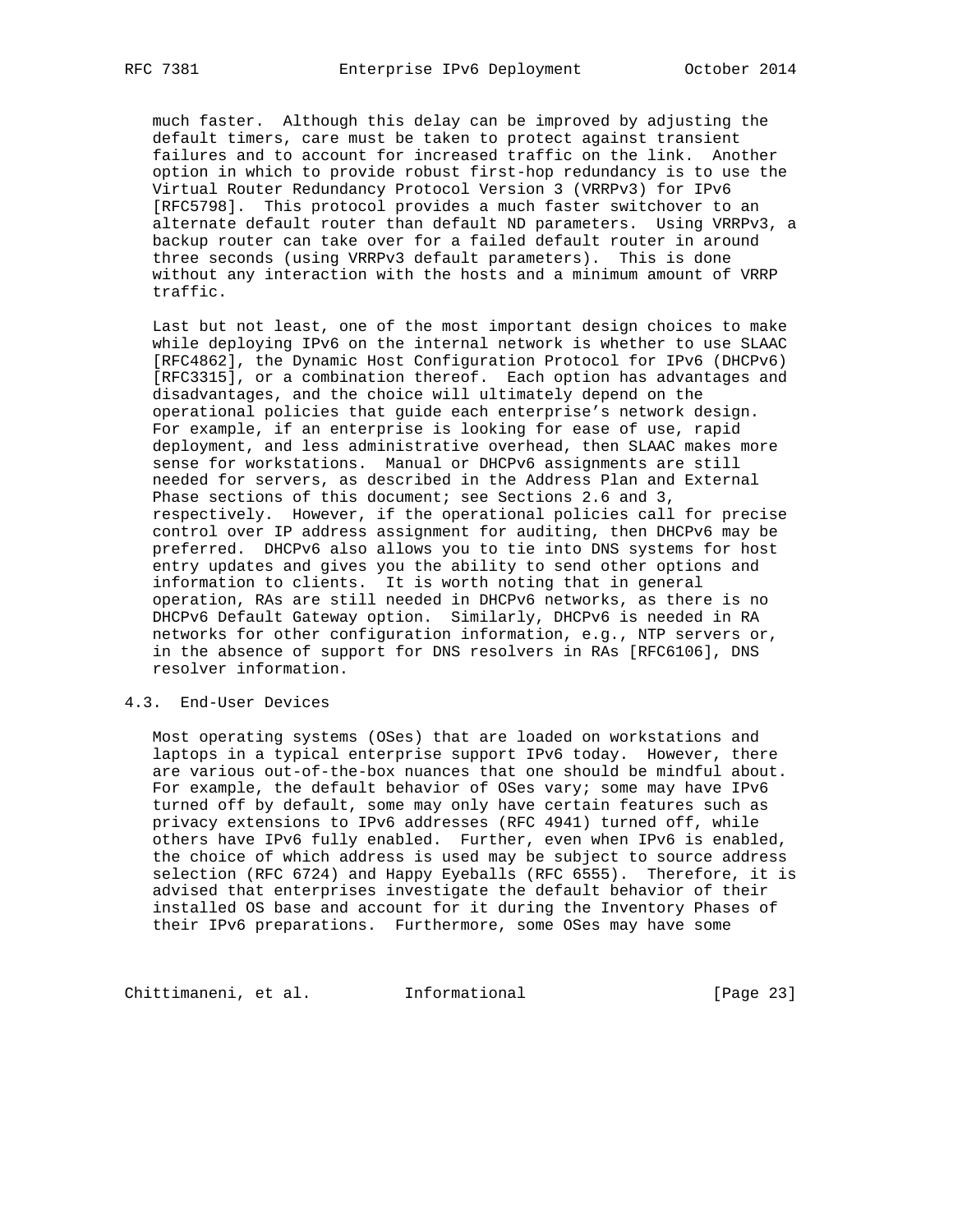much faster. Although this delay can be improved by adjusting the default timers, care must be taken to protect against transient failures and to account for increased traffic on the link. Another option in which to provide robust first-hop redundancy is to use the Virtual Router Redundancy Protocol Version 3 (VRRPv3) for IPv6 [RFC5798]. This protocol provides a much faster switchover to an alternate default router than default ND parameters. Using VRRPv3, a backup router can take over for a failed default router in around three seconds (using VRRPv3 default parameters). This is done without any interaction with the hosts and a minimum amount of VRRP traffic.

Last but not least, one of the most important design choices to make while deploying IPv6 on the internal network is whether to use SLAAC [RFC4862], the Dynamic Host Configuration Protocol for IPv6 (DHCPv6) [RFC3315], or a combination thereof. Each option has advantages and disadvantages, and the choice will ultimately depend on the operational policies that guide each enterprise's network design. For example, if an enterprise is looking for ease of use, rapid deployment, and less administrative overhead, then SLAAC makes more sense for workstations. Manual or DHCPv6 assignments are still needed for servers, as described in the Address Plan and External Phase sections of this document; see Sections 2.6 and 3, respectively. However, if the operational policies call for precise control over IP address assignment for auditing, then DHCPv6 may be preferred. DHCPv6 also allows you to tie into DNS systems for host entry updates and gives you the ability to send other options and information to clients. It is worth noting that in general operation, RAs are still needed in DHCPv6 networks, as there is no DHCPv6 Default Gateway option. Similarly, DHCPv6 is needed in RA networks for other configuration information, e.g., NTP servers or, in the absence of support for DNS resolvers in RAs [RFC6106], DNS resolver information.

## 4.3. End-User Devices

Most operating systems (OSes) that are loaded on workstations and laptops in a typical enterprise support IPv6 today. However, there are various out-of-the-box nuances that one should be mindful about. For example, the default behavior of OSes vary; some may have IPv6 turned off by default, some may only have certain features such as privacy extensions to IPv6 addresses (RFC 4941) turned off, while others have IPv6 fully enabled. Further, even when IPv6 is enabled, the choice of which address is used may be subject to source address selection (RFC 6724) and Happy Eyeballs (RFC 6555). Therefore, it is advised that enterprises investigate the default behavior of their installed OS base and account for it during the Inventory Phases of their IPv6 preparations. Furthermore, some OSes may have some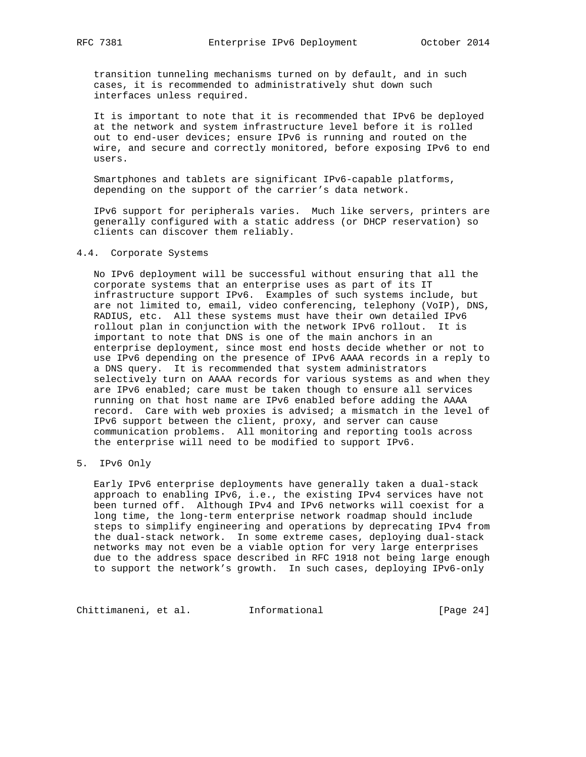transition tunneling mechanisms turned on by default, and in such cases, it is recommended to administratively shut down such interfaces unless required.

It is important to note that it is recommended that IPv6 be deployed at the network and system infrastructure level before it is rolled out to end-user devices; ensure IPv6 is running and routed on the wire, and secure and correctly monitored, before exposing IPv6 to end users.

Smartphones and tablets are significant IPv6-capable platforms, depending on the support of the carrier's data network.

IPv6 support for peripherals varies. Much like servers, printers are generally configured with a static address (or DHCP reservation) so clients can discover them reliably.

### 4.4. Corporate Systems

No IPv6 deployment will be successful without ensuring that all the corporate systems that an enterprise uses as part of its IT infrastructure support IPv6. Examples of such systems include, but are not limited to, email, video conferencing, telephony (VoIP), DNS, RADIUS, etc. All these systems must have their own detailed IPv6 rollout plan in conjunction with the network IPv6 rollout. It is important to note that DNS is one of the main anchors in an enterprise deployment, since most end hosts decide whether or not to use IPv6 depending on the presence of IPv6 AAAA records in a reply to a DNS query. It is recommended that system administrators selectively turn on AAAA records for various systems as and when they are IPv6 enabled; care must be taken though to ensure all services running on that host name are IPv6 enabled before adding the AAAA record. Care with web proxies is advised; a mismatch in the level of IPv6 support between the client, proxy, and server can cause communication problems. All monitoring and reporting tools across the enterprise will need to be modified to support IPv6.

## 5. IPv6 Only

Early IPv6 enterprise deployments have generally taken a dual-stack approach to enabling IPv6, i.e., the existing IPv4 services have not been turned off. Although IPv4 and IPv6 networks will coexist for a long time, the long-term enterprise network roadmap should include steps to simplify engineering and operations by deprecating IPv4 from the dual-stack network. In some extreme cases, deploying dual-stack networks may not even be a viable option for very large enterprises due to the address space described in RFC 1918 not being large enough to support the network's growth. In such cases, deploying IPv6-only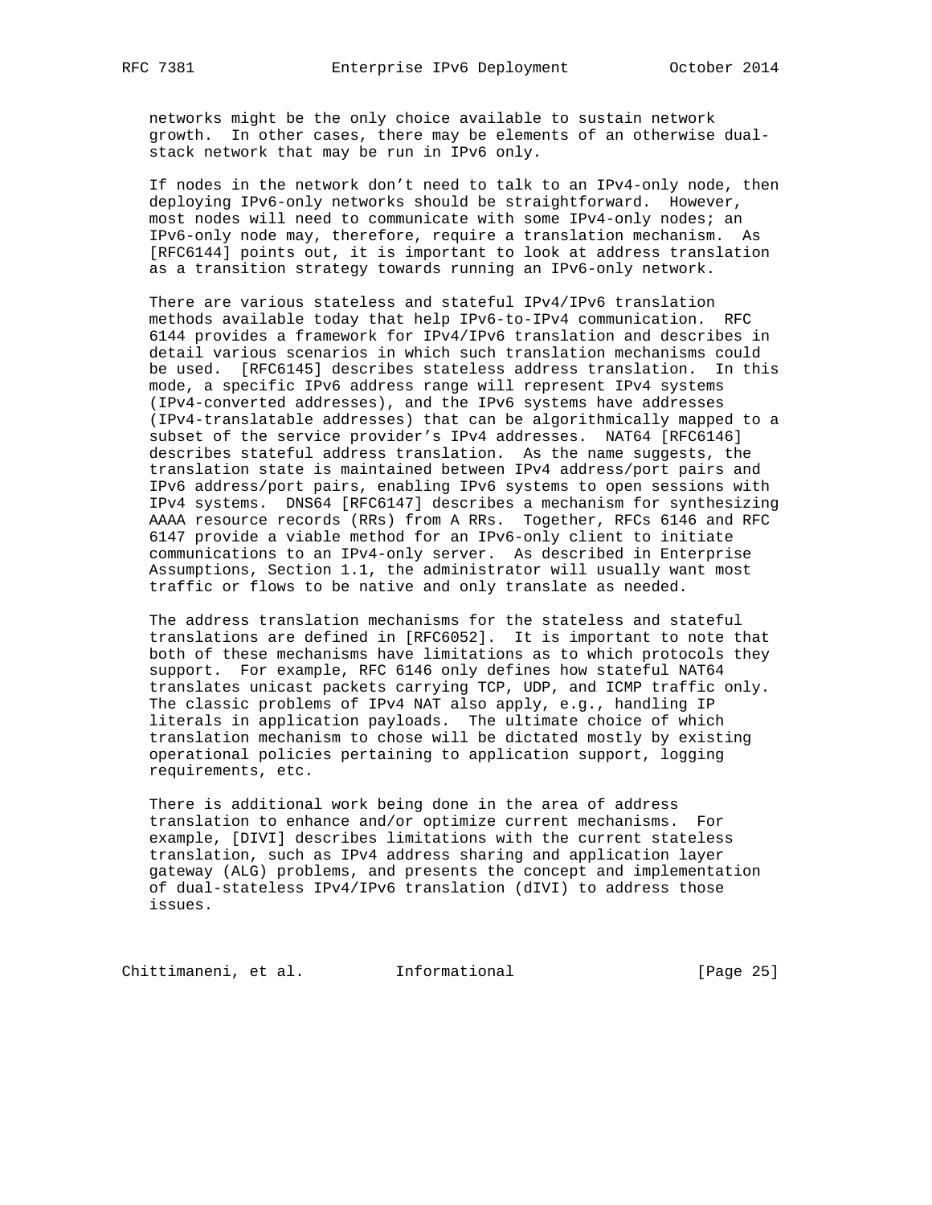networks might be the only choice available to sustain network growth. In other cases, there may be elements of an otherwise dual-stack network that may be run in IPv6 only.

If nodes in the network don't need to talk to an IPv4-only node, then deploying IPv6-only networks should be straightforward. However, most nodes will need to communicate with some IPv4-only nodes; an IPv6-only node may, therefore, require a translation mechanism. As [RFC6144] points out, it is important to look at address translation as a transition strategy towards running an IPv6-only network.

There are various stateless and stateful IPv4/IPv6 translation methods available today that help IPv6-to-IPv4 communication. RFC 6144 provides a framework for IPv4/IPv6 translation and describes in detail various scenarios in which such translation mechanisms could be used. [RFC6145] describes stateless address translation. In this mode, a specific IPv6 address range will represent IPv4 systems (IPv4-converted addresses), and the IPv6 systems have addresses (IPv4-translatable addresses) that can be algorithmically mapped to a subset of the service provider's IPv4 addresses. NAT64 [RFC6146] describes stateful address translation. As the name suggests, the translation state is maintained between IPv4 address/port pairs and IPv6 address/port pairs, enabling IPv6 systems to open sessions with IPv4 systems. DNS64 [RFC6147] describes a mechanism for synthesizing AAAA resource records (RRs) from A RRs. Together, RFCs 6146 and RFC 6147 provide a viable method for an IPv6-only client to initiate communications to an IPv4-only server. As described in Enterprise Assumptions, Section 1.1, the administrator will usually want most traffic or flows to be native and only translate as needed.

The address translation mechanisms for the stateless and stateful translations are defined in [RFC6052]. It is important to note that both of these mechanisms have limitations as to which protocols they support. For example, RFC 6146 only defines how stateful NAT64 translates unicast packets carrying TCP, UDP, and ICMP traffic only. The classic problems of IPv4 NAT also apply, e.g., handling IP literals in application payloads. The ultimate choice of which translation mechanism to chose will be dictated mostly by existing operational policies pertaining to application support, logging requirements, etc.

There is additional work being done in the area of address translation to enhance and/or optimize current mechanisms. For example, [DIVI] describes limitations with the current stateless translation, such as IPv4 address sharing and application layer gateway (ALG) problems, and presents the concept and implementation of dual-stateless IPv4/IPv6 translation (dIVI) to address those issues.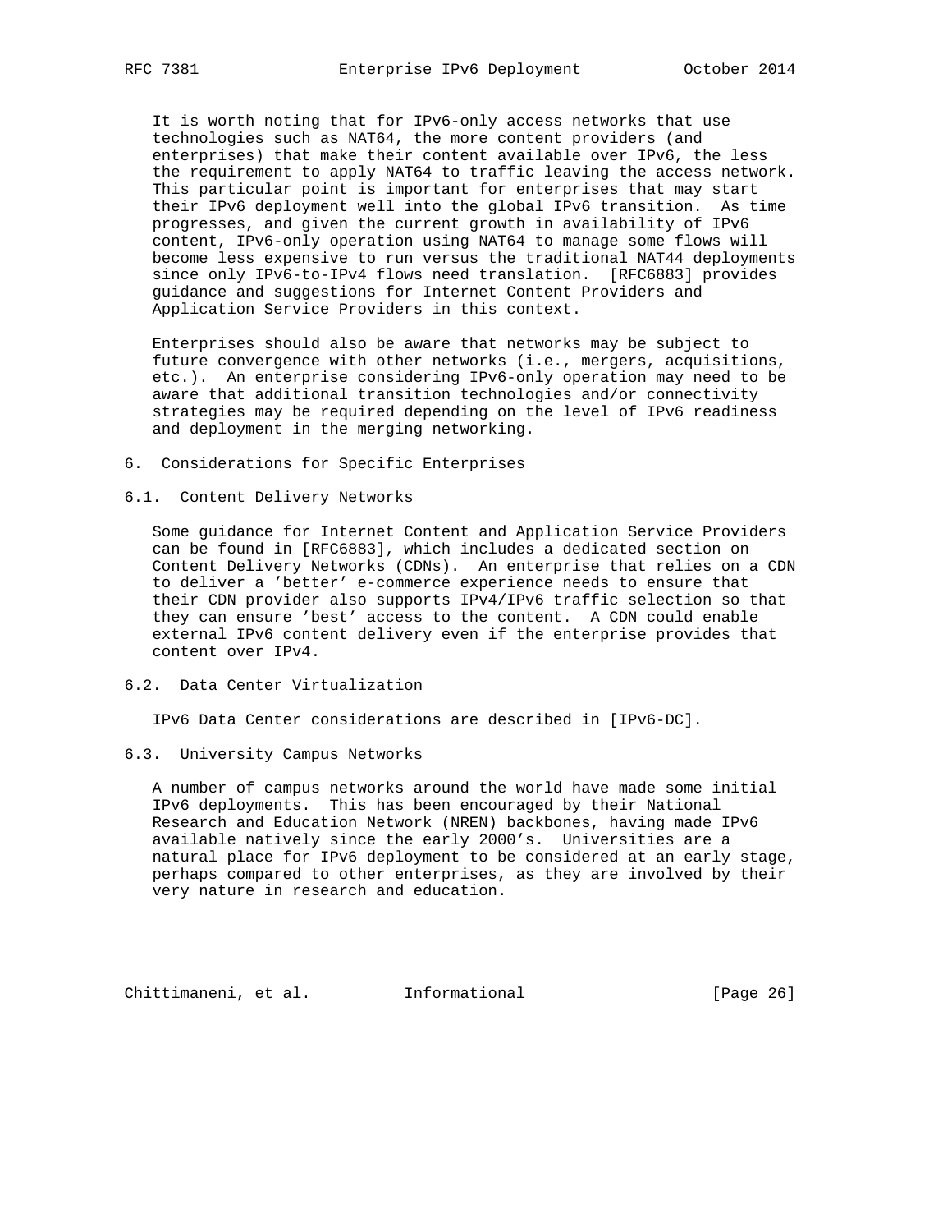It is worth noting that for IPv6-only access networks that use technologies such as NAT64, the more content providers (and enterprises) that make their content available over IPv6, the less the requirement to apply NAT64 to traffic leaving the access network. This particular point is important for enterprises that may start their IPv6 deployment well into the global IPv6 transition. As time progresses, and given the current growth in availability of IPv6 content, IPv6-only operation using NAT64 to manage some flows will become less expensive to run versus the traditional NAT44 deployments since only IPv6-to-IPv4 flows need translation. [RFC6883] provides guidance and suggestions for Internet Content Providers and Application Service Providers in this context.

Enterprises should also be aware that networks may be subject to future convergence with other networks (i.e., mergers, acquisitions, etc.). An enterprise considering IPv6-only operation may need to be aware that additional transition technologies and/or connectivity strategies may be required depending on the level of IPv6 readiness and deployment in the merging networking.

## 6. Considerations for Specific Enterprises

### 6.1. Content Delivery Networks

Some guidance for Internet Content and Application Service Providers can be found in [RFC6883], which includes a dedicated section on Content Delivery Networks (CDNs). An enterprise that relies on a CDN to deliver a 'better' e-commerce experience needs to ensure that their CDN provider also supports IPv4/IPv6 traffic selection so that they can ensure 'best' access to the content. A CDN could enable external IPv6 content delivery even if the enterprise provides that content over IPv4.

### 6.2. Data Center Virtualization

IPv6 Data Center considerations are described in [IPv6-DC].

### 6.3. University Campus Networks

A number of campus networks around the world have made some initial IPv6 deployments. This has been encouraged by their National Research and Education Network (NREN) backbones, having made IPv6 available natively since the early 2000's. Universities are a natural place for IPv6 deployment to be considered at an early stage, perhaps compared to other enterprises, as they are involved by their very nature in research and education.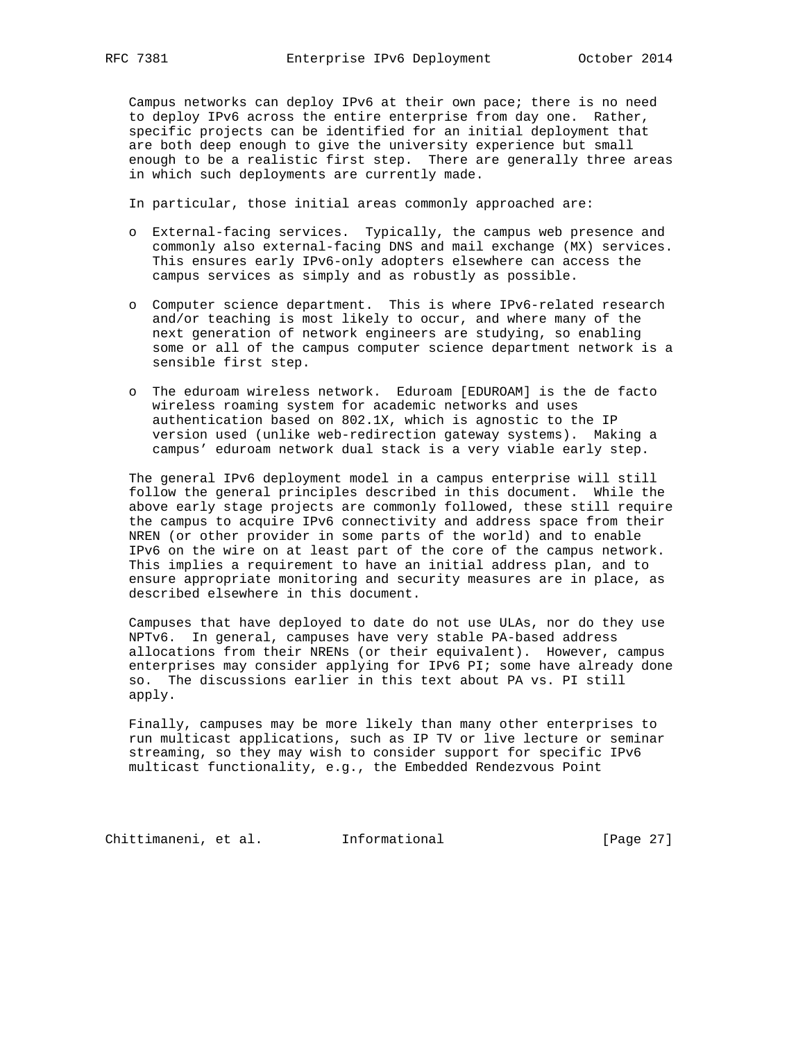Campus networks can deploy IPv6 at their own pace; there is no need to deploy IPv6 across the entire enterprise from day one. Rather, specific projects can be identified for an initial deployment that are both deep enough to give the university experience but small enough to be a realistic first step. There are generally three areas in which such deployments are currently made.

In particular, those initial areas commonly approached are:

- External-facing services. Typically, the campus web presence and commonly also external-facing DNS and mail exchange (MX) services. This ensures early IPv6-only adopters elsewhere can access the campus services as simply and as robustly as possible.
- Computer science department. This is where IPv6-related research and/or teaching is most likely to occur, and where many of the next generation of network engineers are studying, so enabling some or all of the campus computer science department network is a sensible first step.
- The eduroam wireless network. Eduroam [EDUROAM] is the de facto wireless roaming system for academic networks and uses authentication based on 802.1X, which is agnostic to the IP version used (unlike web-redirection gateway systems). Making a campus' eduroam network dual stack is a very viable early step.

The general IPv6 deployment model in a campus enterprise will still follow the general principles described in this document. While the above early stage projects are commonly followed, these still require the campus to acquire IPv6 connectivity and address space from their NREN (or other provider in some parts of the world) and to enable IPv6 on the wire on at least part of the core of the campus network. This implies a requirement to have an initial address plan, and to ensure appropriate monitoring and security measures are in place, as described elsewhere in this document.

Campuses that have deployed to date do not use ULAs, nor do they use NPTv6. In general, campuses have very stable PA-based address allocations from their NRENs (or their equivalent). However, campus enterprises may consider applying for IPv6 PI; some have already done so. The discussions earlier in this text about PA vs. PI still apply.

Finally, campuses may be more likely than many other enterprises to run multicast applications, such as IP TV or live lecture or seminar streaming, so they may wish to consider support for specific IPv6 multicast functionality, e.g., the Embedded Rendezvous Point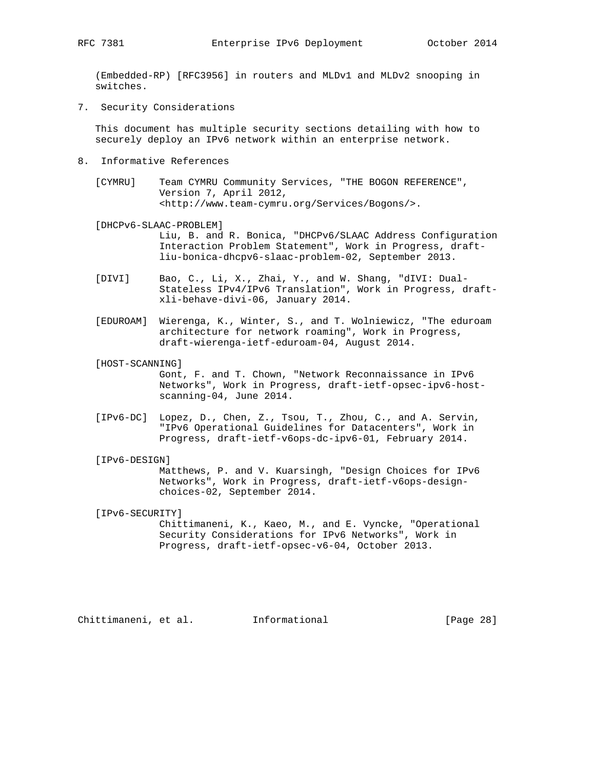(Embedded-RP) [RFC3956] in routers and MLDv1 and MLDv2 snooping in switches.

## 7. Security Considerations

This document has multiple security sections detailing with how to securely deploy an IPv6 network within an enterprise network.

## 8. Informative References

[CYMRU] Team CYMRU Community Services, "THE BOGON REFERENCE", Version 7, April 2012, <http://www.team-cymru.org/Services/Bogons/>.

[DHCPv6-SLAAC-PROBLEM] Liu, B. and R. Bonica, "DHCPv6/SLAAC Address Configuration Interaction Problem Statement", Work in Progress, draft-liu-bonica-dhcpv6-slaac-problem-02, September 2013.

[DIVI] Bao, C., Li, X., Zhai, Y., and W. Shang, "dIVI: Dual-Stateless IPv4/IPv6 Translation", Work in Progress, draft-xli-behave-divi-06, January 2014.

[EDUROAM] Wierenga, K., Winter, S., and T. Wolniewicz, "The eduroam architecture for network roaming", Work in Progress, draft-wierenga-ietf-eduroam-04, August 2014.

[HOST-SCANNING] Gont, F. and T. Chown, "Network Reconnaissance in IPv6 Networks", Work in Progress, draft-ietf-opsec-ipv6-host-scanning-04, June 2014.

[IPv6-DC] Lopez, D., Chen, Z., Tsou, T., Zhou, C., and A. Servin, "IPv6 Operational Guidelines for Datacenters", Work in Progress, draft-ietf-v6ops-dc-ipv6-01, February 2014.

[IPv6-DESIGN] Matthews, P. and V. Kuarsingh, "Design Choices for IPv6 Networks", Work in Progress, draft-ietf-v6ops-design-choices-02, September 2014.

[IPv6-SECURITY] Chittimaneni, K., Kaeo, M., and E. Vyncke, "Operational Security Considerations for IPv6 Networks", Work in Progress, draft-ietf-opsec-v6-04, October 2013.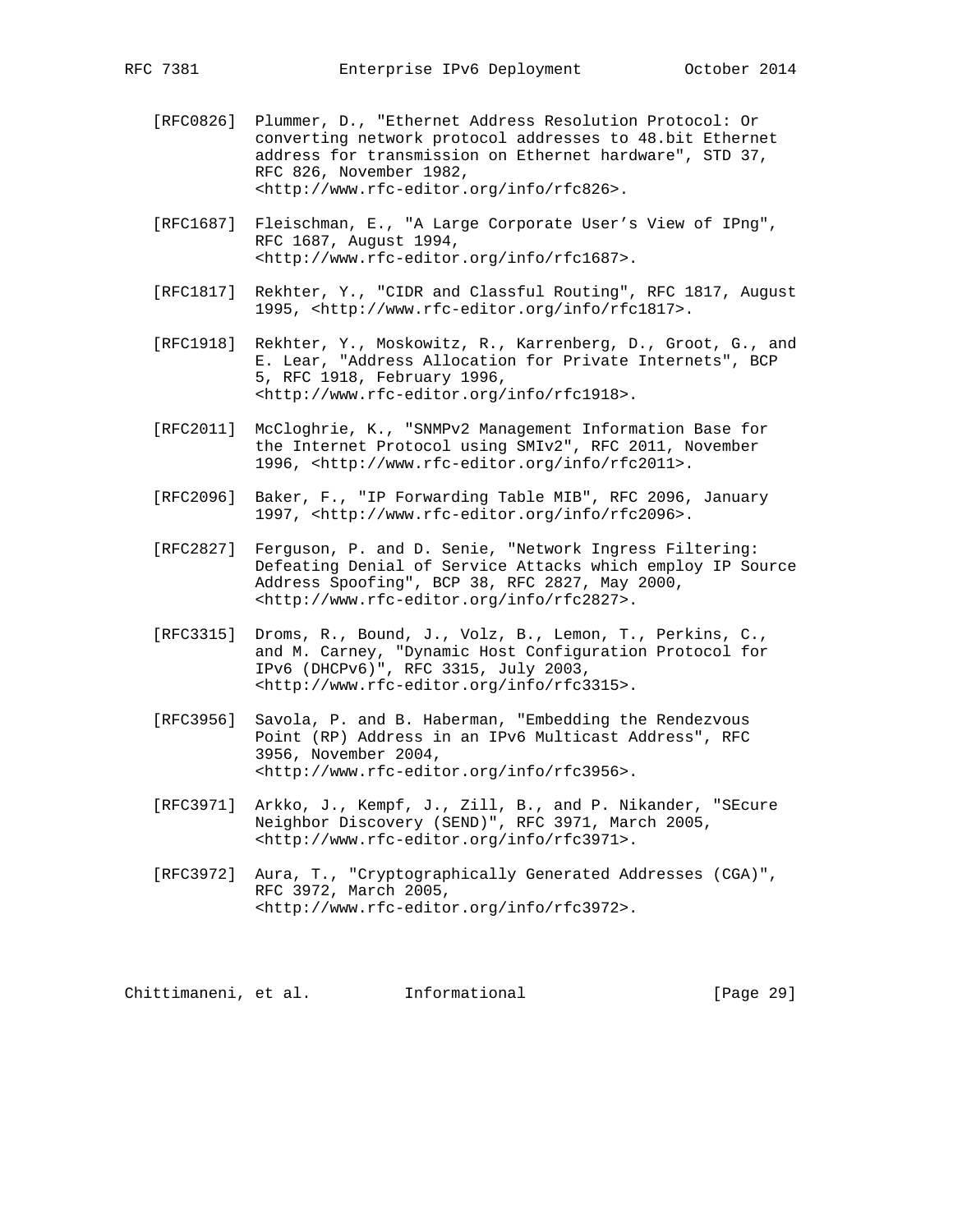[RFC0826] Plummer, D., "Ethernet Address Resolution Protocol: Or converting network protocol addresses to 48.bit Ethernet address for transmission on Ethernet hardware", STD 37, RFC 826, November 1982, <http://www.rfc-editor.org/info/rfc826>.

[RFC1687] Fleischman, E., "A Large Corporate User's View of IPng", RFC 1687, August 1994, <http://www.rfc-editor.org/info/rfc1687>.

[RFC1817] Rekhter, Y., "CIDR and Classful Routing", RFC 1817, August 1995, <http://www.rfc-editor.org/info/rfc1817>.

[RFC1918] Rekhter, Y., Moskowitz, R., Karrenberg, D., Groot, G., and E. Lear, "Address Allocation for Private Internets", BCP 5, RFC 1918, February 1996, <http://www.rfc-editor.org/info/rfc1918>.

[RFC2011] McCloghrie, K., "SNMPv2 Management Information Base for the Internet Protocol using SMIv2", RFC 2011, November 1996, <http://www.rfc-editor.org/info/rfc2011>.

[RFC2096] Baker, F., "IP Forwarding Table MIB", RFC 2096, January 1997, <http://www.rfc-editor.org/info/rfc2096>.

[RFC2827] Ferguson, P. and D. Senie, "Network Ingress Filtering: Defeating Denial of Service Attacks which employ IP Source Address Spoofing", BCP 38, RFC 2827, May 2000, <http://www.rfc-editor.org/info/rfc2827>.

[RFC3315] Droms, R., Bound, J., Volz, B., Lemon, T., Perkins, C., and M. Carney, "Dynamic Host Configuration Protocol for IPv6 (DHCPv6)", RFC 3315, July 2003, <http://www.rfc-editor.org/info/rfc3315>.

[RFC3956] Savola, P. and B. Haberman, "Embedding the Rendezvous Point (RP) Address in an IPv6 Multicast Address", RFC 3956, November 2004, <http://www.rfc-editor.org/info/rfc3956>.

[RFC3971] Arkko, J., Kempf, J., Zill, B., and P. Nikander, "SEcure Neighbor Discovery (SEND)", RFC 3971, March 2005, <http://www.rfc-editor.org/info/rfc3971>.

[RFC3972] Aura, T., "Cryptographically Generated Addresses (CGA)", RFC 3972, March 2005, <http://www.rfc-editor.org/info/rfc3972>.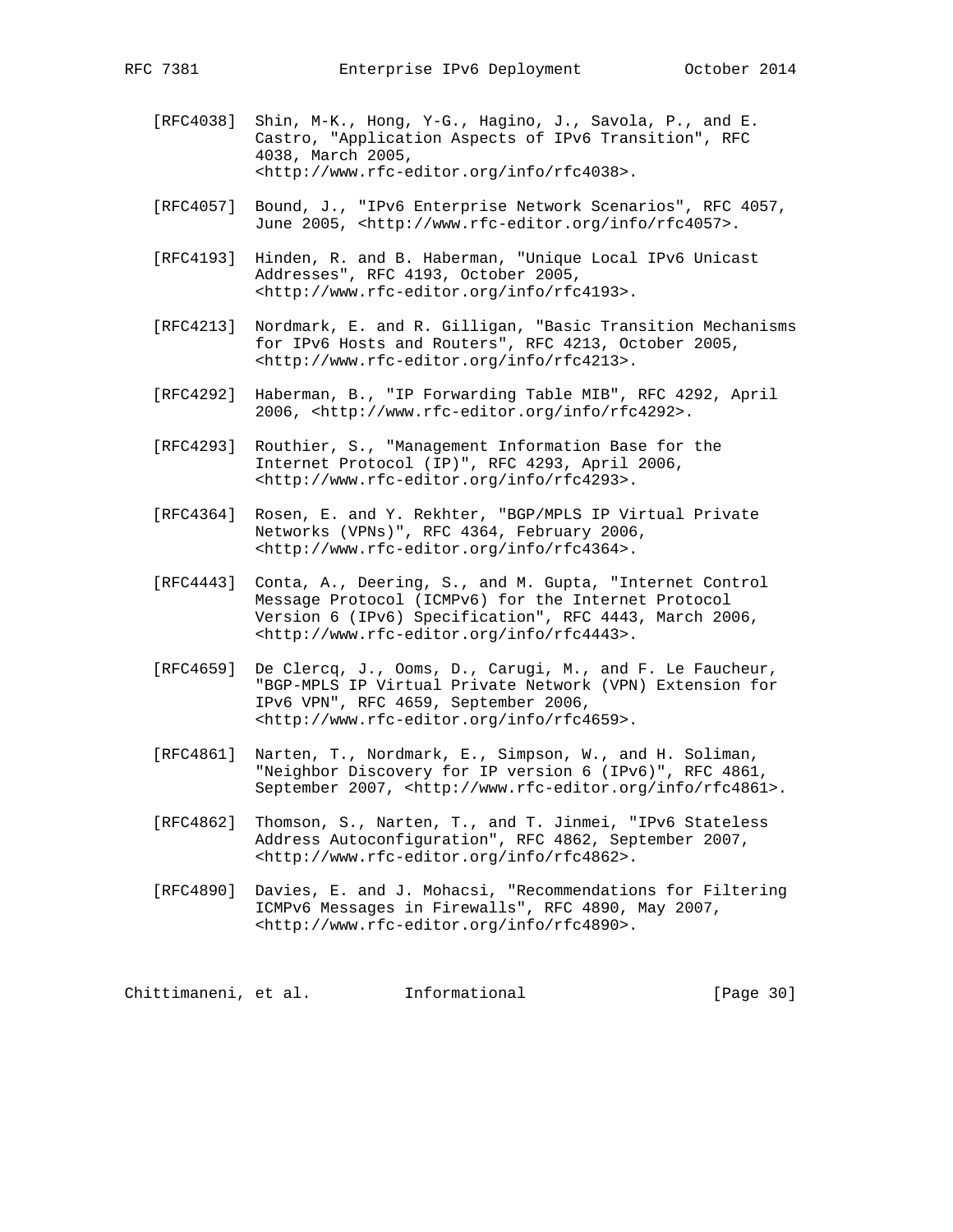[RFC4038] Shin, M-K., Hong, Y-G., Hagino, J., Savola, P., and E. Castro, "Application Aspects of IPv6 Transition", RFC 4038, March 2005, <http://www.rfc-editor.org/info/rfc4038>.

[RFC4057] Bound, J., "IPv6 Enterprise Network Scenarios", RFC 4057, June 2005, <http://www.rfc-editor.org/info/rfc4057>.

[RFC4193] Hinden, R. and B. Haberman, "Unique Local IPv6 Unicast Addresses", RFC 4193, October 2005, <http://www.rfc-editor.org/info/rfc4193>.

[RFC4213] Nordmark, E. and R. Gilligan, "Basic Transition Mechanisms for IPv6 Hosts and Routers", RFC 4213, October 2005, <http://www.rfc-editor.org/info/rfc4213>.

[RFC4292] Haberman, B., "IP Forwarding Table MIB", RFC 4292, April 2006, <http://www.rfc-editor.org/info/rfc4292>.

[RFC4293] Routhier, S., "Management Information Base for the Internet Protocol (IP)", RFC 4293, April 2006, <http://www.rfc-editor.org/info/rfc4293>.

[RFC4364] Rosen, E. and Y. Rekhter, "BGP/MPLS IP Virtual Private Networks (VPNs)", RFC 4364, February 2006, <http://www.rfc-editor.org/info/rfc4364>.

[RFC4443] Conta, A., Deering, S., and M. Gupta, "Internet Control Message Protocol (ICMPv6) for the Internet Protocol Version 6 (IPv6) Specification", RFC 4443, March 2006, <http://www.rfc-editor.org/info/rfc4443>.

[RFC4659] De Clercq, J., Ooms, D., Carugi, M., and F. Le Faucheur, "BGP-MPLS IP Virtual Private Network (VPN) Extension for IPv6 VPN", RFC 4659, September 2006, <http://www.rfc-editor.org/info/rfc4659>.

[RFC4861] Narten, T., Nordmark, E., Simpson, W., and H. Soliman, "Neighbor Discovery for IP version 6 (IPv6)", RFC 4861, September 2007, <http://www.rfc-editor.org/info/rfc4861>.

[RFC4862] Thomson, S., Narten, T., and T. Jinmei, "IPv6 Stateless Address Autoconfiguration", RFC 4862, September 2007, <http://www.rfc-editor.org/info/rfc4862>.

[RFC4890] Davies, E. and J. Mohacsi, "Recommendations for Filtering ICMPv6 Messages in Firewalls", RFC 4890, May 2007, <http://www.rfc-editor.org/info/rfc4890>.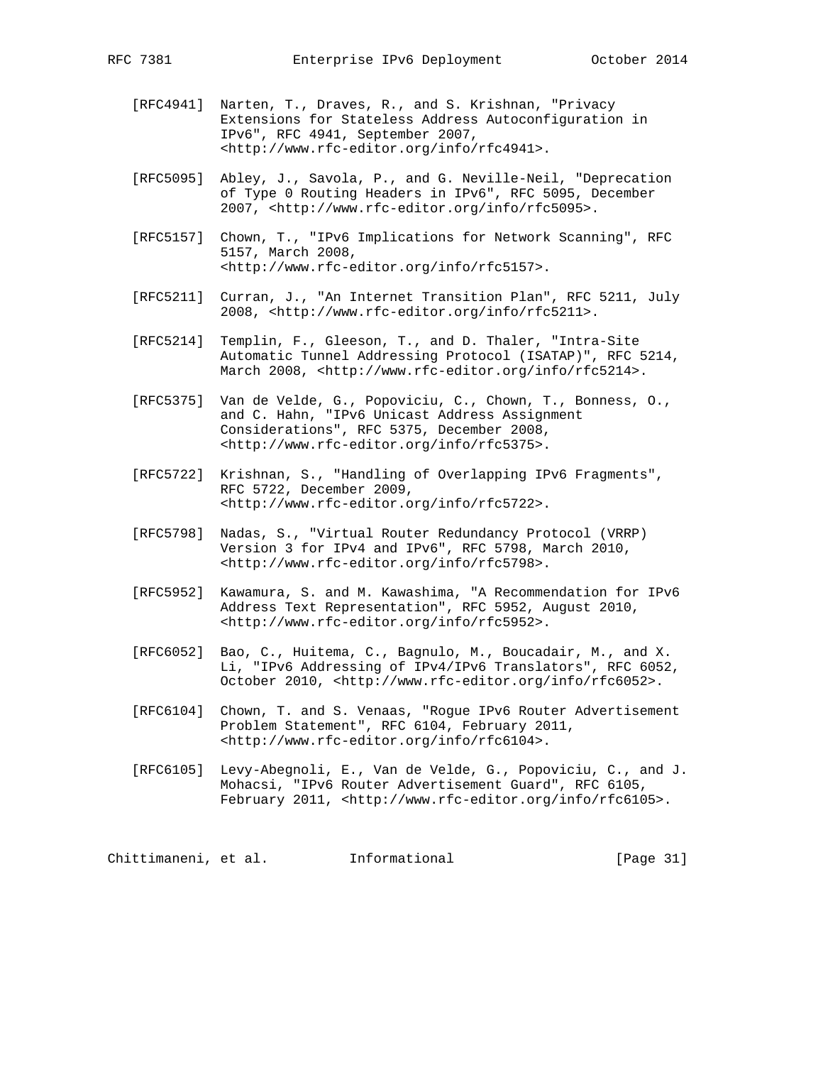[RFC4941] Narten, T., Draves, R., and S. Krishnan, "Privacy Extensions for Stateless Address Autoconfiguration in IPv6", RFC 4941, September 2007, <http://www.rfc-editor.org/info/rfc4941>.

[RFC5095] Abley, J., Savola, P., and G. Neville-Neil, "Deprecation of Type 0 Routing Headers in IPv6", RFC 5095, December 2007, <http://www.rfc-editor.org/info/rfc5095>.

[RFC5157] Chown, T., "IPv6 Implications for Network Scanning", RFC 5157, March 2008, <http://www.rfc-editor.org/info/rfc5157>.

[RFC5211] Curran, J., "An Internet Transition Plan", RFC 5211, July 2008, <http://www.rfc-editor.org/info/rfc5211>.

[RFC5214] Templin, F., Gleeson, T., and D. Thaler, "Intra-Site Automatic Tunnel Addressing Protocol (ISATAP)", RFC 5214, March 2008, <http://www.rfc-editor.org/info/rfc5214>.

[RFC5375] Van de Velde, G., Popoviciu, C., Chown, T., Bonness, O., and C. Hahn, "IPv6 Unicast Address Assignment Considerations", RFC 5375, December 2008, <http://www.rfc-editor.org/info/rfc5375>.

[RFC5722] Krishnan, S., "Handling of Overlapping IPv6 Fragments", RFC 5722, December 2009, <http://www.rfc-editor.org/info/rfc5722>.

[RFC5798] Nadas, S., "Virtual Router Redundancy Protocol (VRRP) Version 3 for IPv4 and IPv6", RFC 5798, March 2010, <http://www.rfc-editor.org/info/rfc5798>.

[RFC5952] Kawamura, S. and M. Kawashima, "A Recommendation for IPv6 Address Text Representation", RFC 5952, August 2010, <http://www.rfc-editor.org/info/rfc5952>.

[RFC6052] Bao, C., Huitema, C., Bagnulo, M., Boucadair, M., and X. Li, "IPv6 Addressing of IPv4/IPv6 Translators", RFC 6052, October 2010, <http://www.rfc-editor.org/info/rfc6052>.

[RFC6104] Chown, T. and S. Venaas, "Rogue IPv6 Router Advertisement Problem Statement", RFC 6104, February 2011, <http://www.rfc-editor.org/info/rfc6104>.

[RFC6105] Levy-Abegnoli, E., Van de Velde, G., Popoviciu, C., and J. Mohacsi, "IPv6 Router Advertisement Guard", RFC 6105, February 2011, <http://www.rfc-editor.org/info/rfc6105>.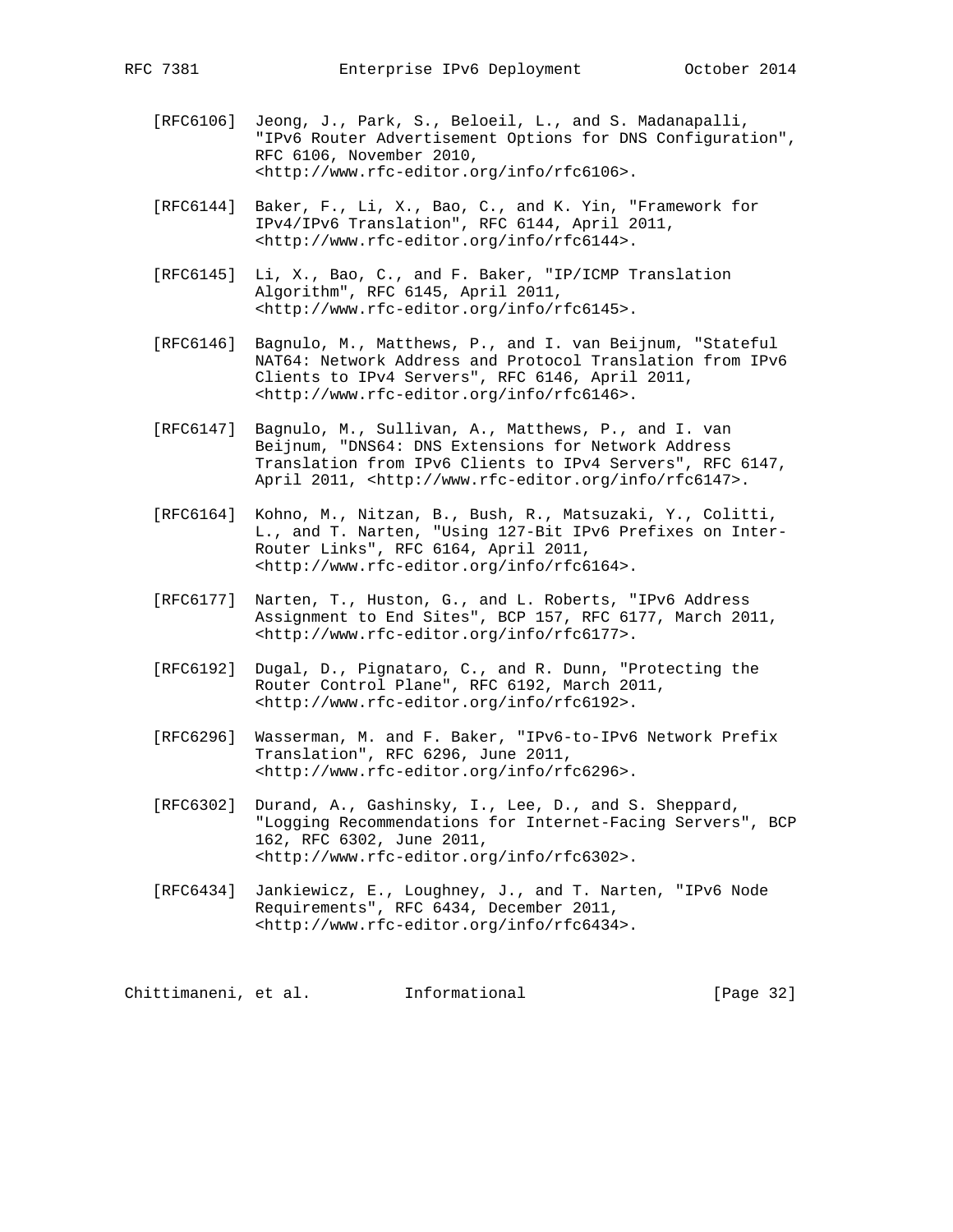[RFC6106] Jeong, J., Park, S., Beloeil, L., and S. Madanapalli, "IPv6 Router Advertisement Options for DNS Configuration", RFC 6106, November 2010, <http://www.rfc-editor.org/info/rfc6106>.

[RFC6144] Baker, F., Li, X., Bao, C., and K. Yin, "Framework for IPv4/IPv6 Translation", RFC 6144, April 2011, <http://www.rfc-editor.org/info/rfc6144>.

[RFC6145] Li, X., Bao, C., and F. Baker, "IP/ICMP Translation Algorithm", RFC 6145, April 2011, <http://www.rfc-editor.org/info/rfc6145>.

[RFC6146] Bagnulo, M., Matthews, P., and I. van Beijnum, "Stateful NAT64: Network Address and Protocol Translation from IPv6 Clients to IPv4 Servers", RFC 6146, April 2011, <http://www.rfc-editor.org/info/rfc6146>.

[RFC6147] Bagnulo, M., Sullivan, A., Matthews, P., and I. van Beijnum, "DNS64: DNS Extensions for Network Address Translation from IPv6 Clients to IPv4 Servers", RFC 6147, April 2011, <http://www.rfc-editor.org/info/rfc6147>.

[RFC6164] Kohno, M., Nitzan, B., Bush, R., Matsuzaki, Y., Colitti, L., and T. Narten, "Using 127-Bit IPv6 Prefixes on Inter-Router Links", RFC 6164, April 2011, <http://www.rfc-editor.org/info/rfc6164>.

[RFC6177] Narten, T., Huston, G., and L. Roberts, "IPv6 Address Assignment to End Sites", BCP 157, RFC 6177, March 2011, <http://www.rfc-editor.org/info/rfc6177>.

[RFC6192] Dugal, D., Pignataro, C., and R. Dunn, "Protecting the Router Control Plane", RFC 6192, March 2011, <http://www.rfc-editor.org/info/rfc6192>.

[RFC6296] Wasserman, M. and F. Baker, "IPv6-to-IPv6 Network Prefix Translation", RFC 6296, June 2011, <http://www.rfc-editor.org/info/rfc6296>.

[RFC6302] Durand, A., Gashinsky, I., Lee, D., and S. Sheppard, "Logging Recommendations for Internet-Facing Servers", BCP 162, RFC 6302, June 2011, <http://www.rfc-editor.org/info/rfc6302>.

[RFC6434] Jankiewicz, E., Loughney, J., and T. Narten, "IPv6 Node Requirements", RFC 6434, December 2011, <http://www.rfc-editor.org/info/rfc6434>.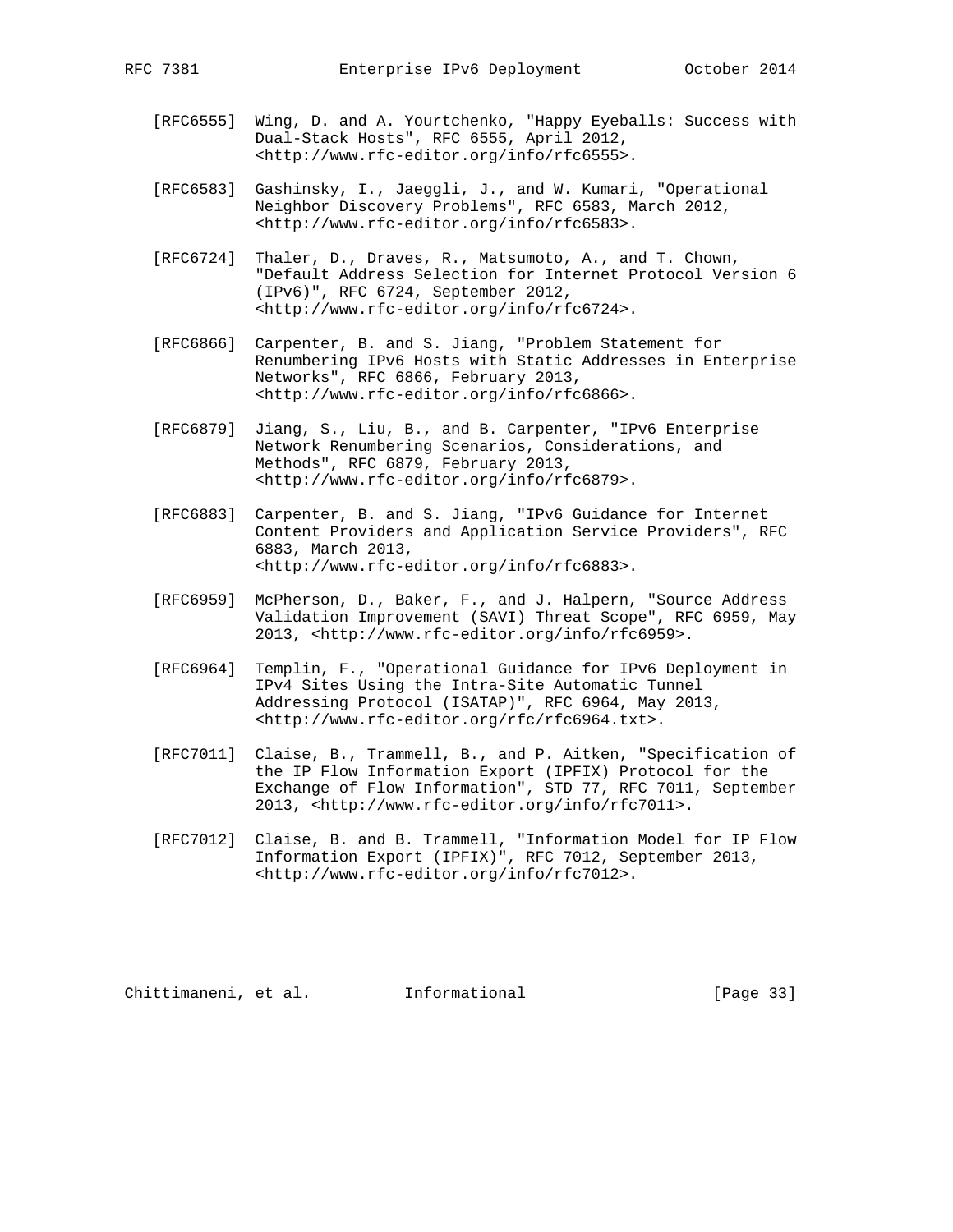[RFC6555] Wing, D. and A. Yourtchenko, "Happy Eyeballs: Success with Dual-Stack Hosts", RFC 6555, April 2012, <http://www.rfc-editor.org/info/rfc6555>.

[RFC6583] Gashinsky, I., Jaeggli, J., and W. Kumari, "Operational Neighbor Discovery Problems", RFC 6583, March 2012, <http://www.rfc-editor.org/info/rfc6583>.

[RFC6724] Thaler, D., Draves, R., Matsumoto, A., and T. Chown, "Default Address Selection for Internet Protocol Version 6 (IPv6)", RFC 6724, September 2012, <http://www.rfc-editor.org/info/rfc6724>.

[RFC6866] Carpenter, B. and S. Jiang, "Problem Statement for Renumbering IPv6 Hosts with Static Addresses in Enterprise Networks", RFC 6866, February 2013, <http://www.rfc-editor.org/info/rfc6866>.

[RFC6879] Jiang, S., Liu, B., and B. Carpenter, "IPv6 Enterprise Network Renumbering Scenarios, Considerations, and Methods", RFC 6879, February 2013, <http://www.rfc-editor.org/info/rfc6879>.

[RFC6883] Carpenter, B. and S. Jiang, "IPv6 Guidance for Internet Content Providers and Application Service Providers", RFC 6883, March 2013, <http://www.rfc-editor.org/info/rfc6883>.

[RFC6959] McPherson, D., Baker, F., and J. Halpern, "Source Address Validation Improvement (SAVI) Threat Scope", RFC 6959, May 2013, <http://www.rfc-editor.org/info/rfc6959>.

[RFC6964] Templin, F., "Operational Guidance for IPv6 Deployment in IPv4 Sites Using the Intra-Site Automatic Tunnel Addressing Protocol (ISATAP)", RFC 6964, May 2013, <http://www.rfc-editor.org/rfc/rfc6964.txt>.

[RFC7011] Claise, B., Trammell, B., and P. Aitken, "Specification of the IP Flow Information Export (IPFIX) Protocol for the Exchange of Flow Information", STD 77, RFC 7011, September 2013, <http://www.rfc-editor.org/info/rfc7011>.

[RFC7012] Claise, B. and B. Trammell, "Information Model for IP Flow Information Export (IPFIX)", RFC 7012, September 2013, <http://www.rfc-editor.org/info/rfc7012>.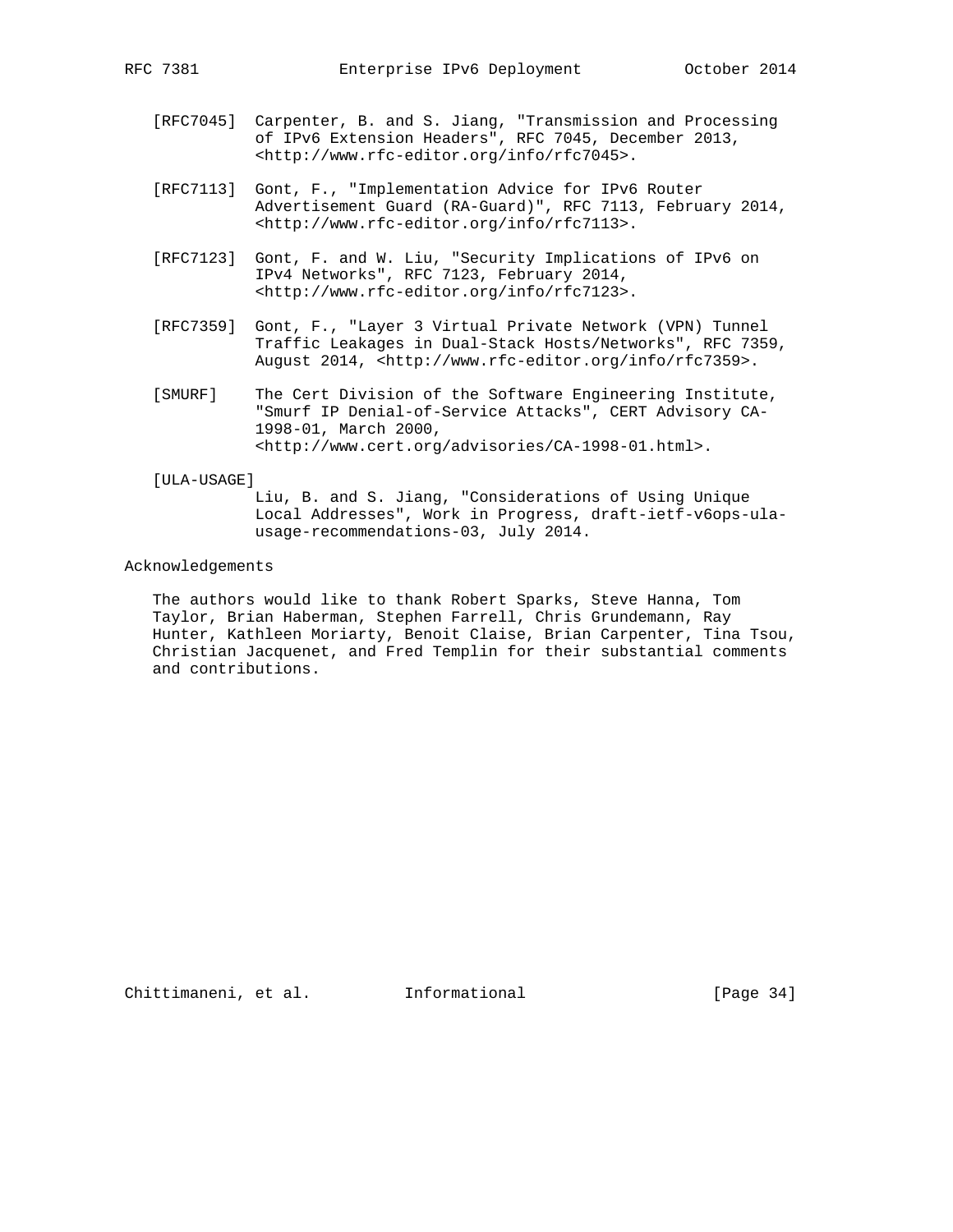[RFC7045] Carpenter, B. and S. Jiang, "Transmission and Processing of IPv6 Extension Headers", RFC 7045, December 2013, <http://www.rfc-editor.org/info/rfc7045>.

[RFC7113] Gont, F., "Implementation Advice for IPv6 Router Advertisement Guard (RA-Guard)", RFC 7113, February 2014, <http://www.rfc-editor.org/info/rfc7113>.

[RFC7123] Gont, F. and W. Liu, "Security Implications of IPv6 on IPv4 Networks", RFC 7123, February 2014, <http://www.rfc-editor.org/info/rfc7123>.

[RFC7359] Gont, F., "Layer 3 Virtual Private Network (VPN) Tunnel Traffic Leakages in Dual-Stack Hosts/Networks", RFC 7359, August 2014, <http://www.rfc-editor.org/info/rfc7359>.

[SMURF] The Cert Division of the Software Engineering Institute, "Smurf IP Denial-of-Service Attacks", CERT Advisory CA-1998-01, March 2000, <http://www.cert.org/advisories/CA-1998-01.html>.

[ULA-USAGE] Liu, B. and S. Jiang, "Considerations of Using Unique Local Addresses", Work in Progress, draft-ietf-v6ops-ula-usage-recommendations-03, July 2014.

## Acknowledgements

The authors would like to thank Robert Sparks, Steve Hanna, Tom Taylor, Brian Haberman, Stephen Farrell, Chris Grundemann, Ray Hunter, Kathleen Moriarty, Benoit Claise, Brian Carpenter, Tina Tsou, Christian Jacquenet, and Fred Templin for their substantial comments and contributions.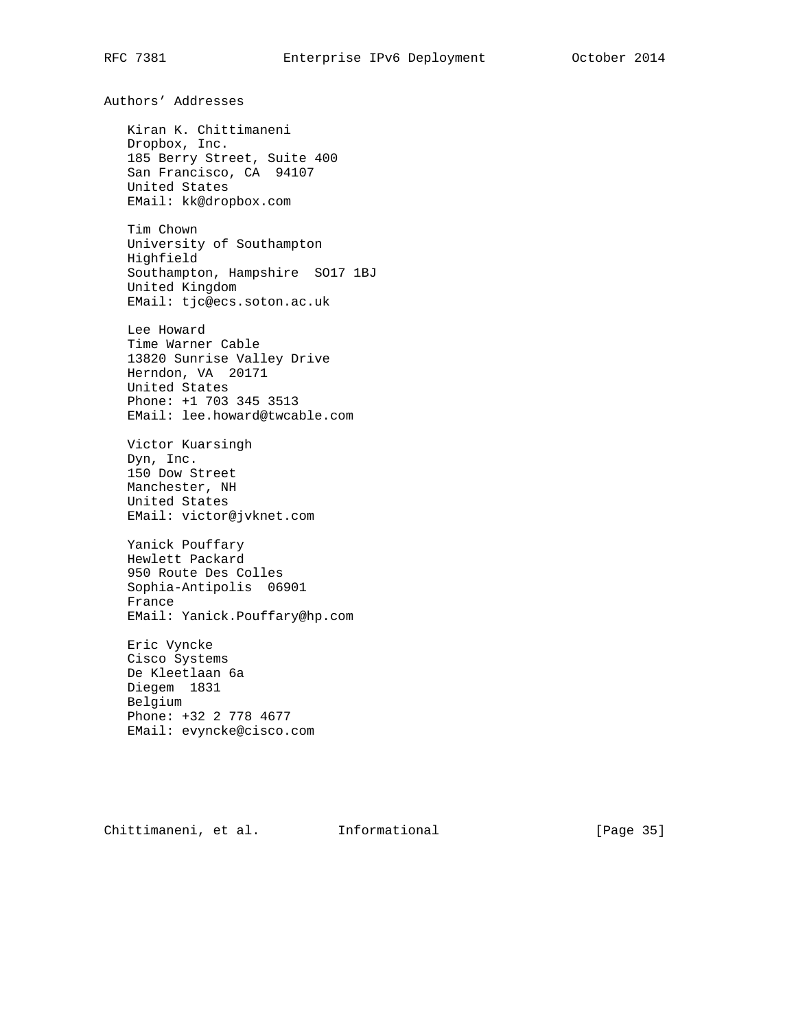# Authors' Addresses

Kiran K. Chittimaneni
Dropbox, Inc.
185 Berry Street, Suite 400
San Francisco, CA  94107
United States
EMail: kk@dropbox.com

Tim Chown
University of Southampton
Highfield
Southampton, Hampshire  SO17 1BJ
United Kingdom
EMail: tjc@ecs.soton.ac.uk

Lee Howard
Time Warner Cable
13820 Sunrise Valley Drive
Herndon, VA  20171
United States
Phone: +1 703 345 3513
EMail: lee.howard@twcable.com

Victor Kuarsingh
Dyn, Inc.
150 Dow Street
Manchester, NH
United States
EMail: victor@jvknet.com

Yanick Pouffary
Hewlett Packard
950 Route Des Colles
Sophia-Antipolis  06901
France
EMail: Yanick.Pouffary@hp.com

Eric Vyncke
Cisco Systems
De Kleetlaan 6a
Diegem  1831
Belgium
Phone: +32 2 778 4677
EMail: evyncke@cisco.com